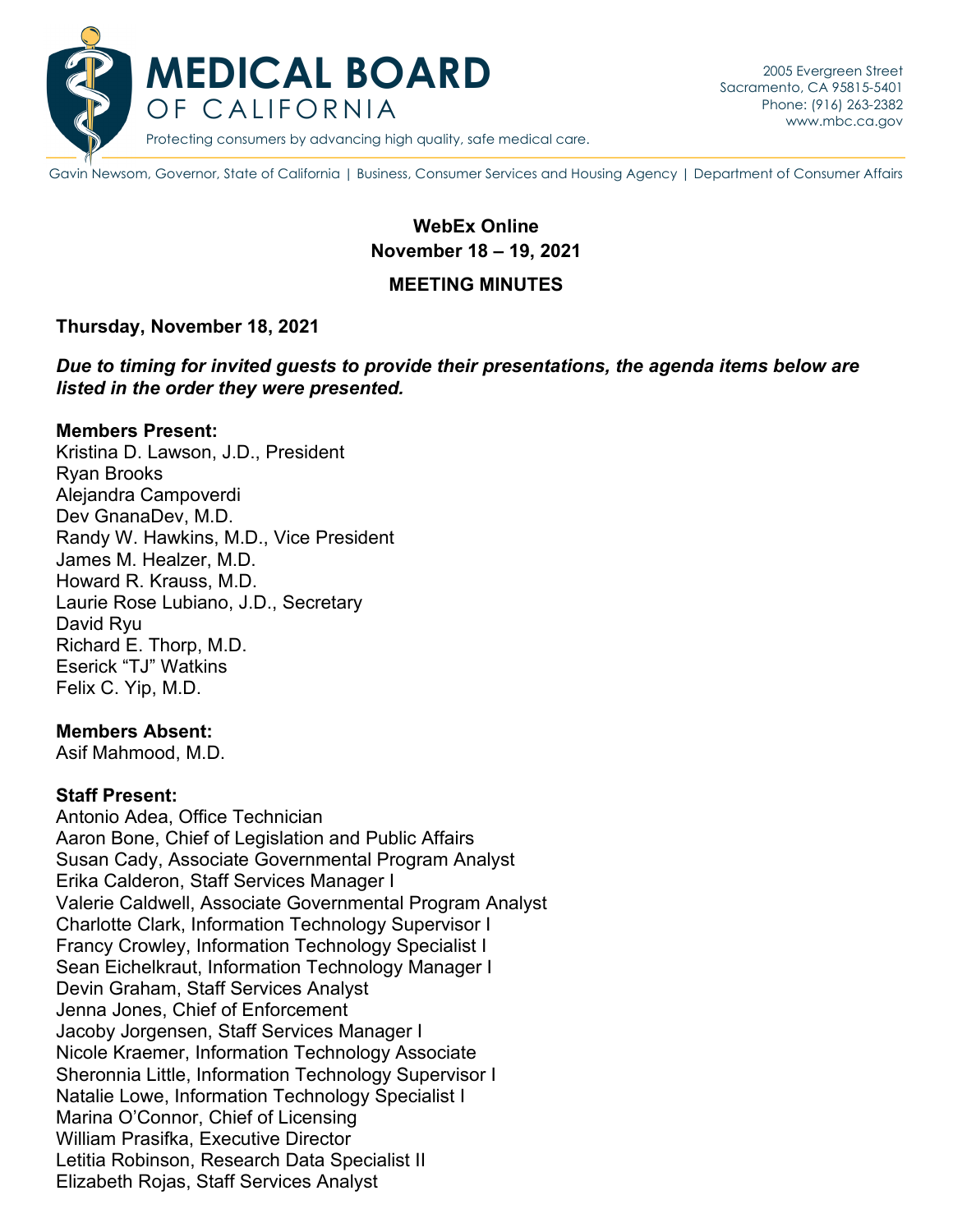# MEDICAL BOARD OF CALIFORNIA

Protecting consumers by advancing high quality, safe medical care.

2005 Evergreen Street
Sacramento, CA 95815-5401
Phone: (916) 263-2382
www.mbc.ca.gov

Gavin Newsom, Governor, State of California | Business, Consumer Services and Housing Agency | Department of Consumer Affairs

**WebEx Online**
**November 18 – 19, 2021**

**MEETING MINUTES**

**Thursday, November 18, 2021**

***Due to timing for invited guests to provide their presentations, the agenda items below are listed in the order they were presented.***

**Members Present:**
Kristina D. Lawson, J.D., President
Ryan Brooks
Alejandra Campoverdi
Dev GnanaDev, M.D.
Randy W. Hawkins, M.D., Vice President
James M. Healzer, M.D.
Howard R. Krauss, M.D.
Laurie Rose Lubiano, J.D., Secretary
David Ryu
Richard E. Thorp, M.D.
Eserick "TJ" Watkins
Felix C. Yip, M.D.

**Members Absent:**
Asif Mahmood, M.D.

**Staff Present:**
Antonio Adea, Office Technician
Aaron Bone, Chief of Legislation and Public Affairs
Susan Cady, Associate Governmental Program Analyst
Erika Calderon, Staff Services Manager I
Valerie Caldwell, Associate Governmental Program Analyst
Charlotte Clark, Information Technology Supervisor I
Francy Crowley, Information Technology Specialist I
Sean Eichelkraut, Information Technology Manager I
Devin Graham, Staff Services Analyst
Jenna Jones, Chief of Enforcement
Jacoby Jorgensen, Staff Services Manager I
Nicole Kraemer, Information Technology Associate
Sheronnia Little, Information Technology Supervisor I
Natalie Lowe, Information Technology Specialist I
Marina O'Connor, Chief of Licensing
William Prasifka, Executive Director
Letitia Robinson, Research Data Specialist II
Elizabeth Rojas, Staff Services Analyst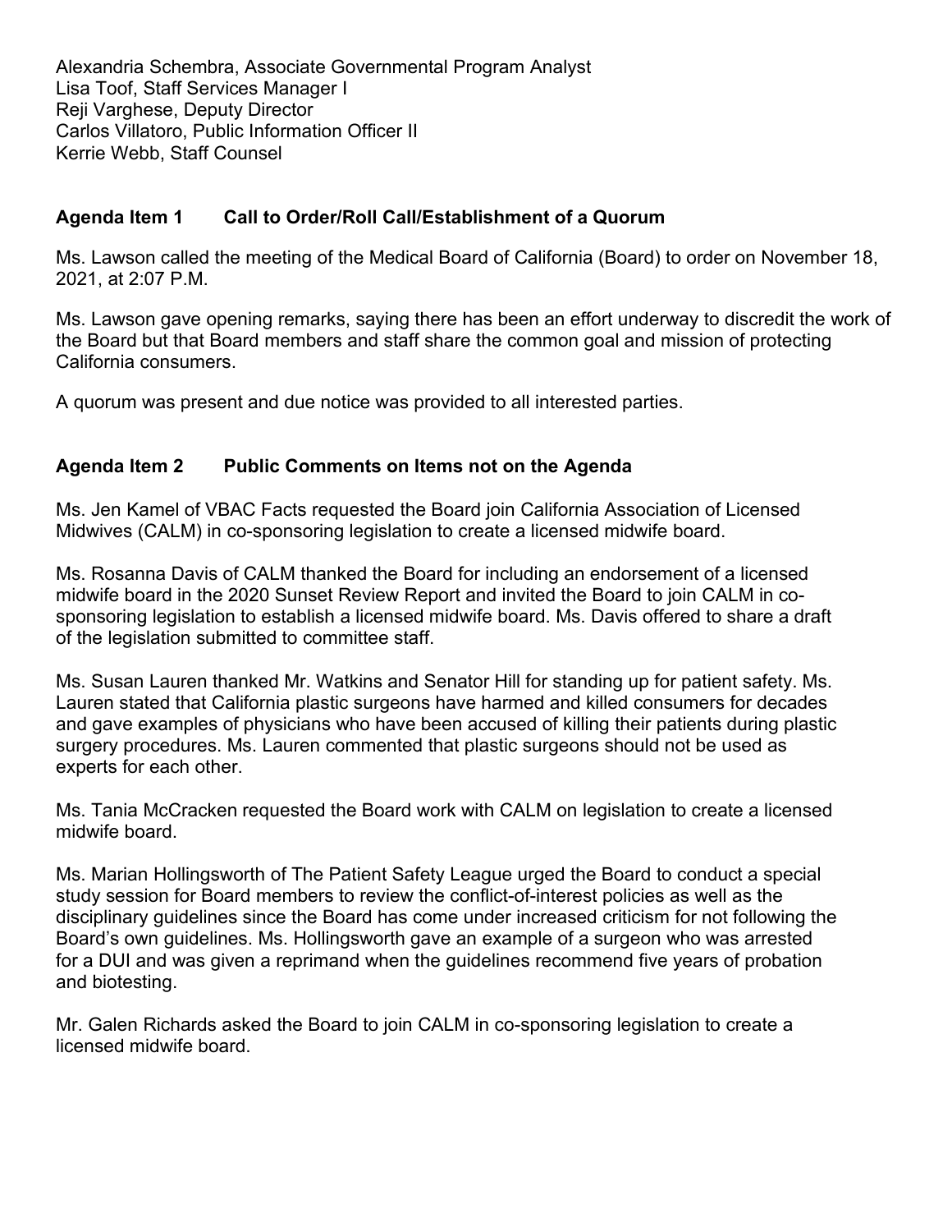Alexandria Schembra, Associate Governmental Program Analyst
Lisa Toof, Staff Services Manager I
Reji Varghese, Deputy Director
Carlos Villatoro, Public Information Officer II
Kerrie Webb, Staff Counsel

## Agenda Item 1 Call to Order/Roll Call/Establishment of a Quorum

Ms. Lawson called the meeting of the Medical Board of California (Board) to order on November 18, 2021, at 2:07 P.M.

Ms. Lawson gave opening remarks, saying there has been an effort underway to discredit the work of the Board but that Board members and staff share the common goal and mission of protecting California consumers.

A quorum was present and due notice was provided to all interested parties.

## Agenda Item 2 Public Comments on Items not on the Agenda

Ms. Jen Kamel of VBAC Facts requested the Board join California Association of Licensed Midwives (CALM) in co-sponsoring legislation to create a licensed midwife board.

Ms. Rosanna Davis of CALM thanked the Board for including an endorsement of a licensed midwife board in the 2020 Sunset Review Report and invited the Board to join CALM in co-sponsoring legislation to establish a licensed midwife board. Ms. Davis offered to share a draft of the legislation submitted to committee staff.

Ms. Susan Lauren thanked Mr. Watkins and Senator Hill for standing up for patient safety. Ms. Lauren stated that California plastic surgeons have harmed and killed consumers for decades and gave examples of physicians who have been accused of killing their patients during plastic surgery procedures. Ms. Lauren commented that plastic surgeons should not be used as experts for each other.

Ms. Tania McCracken requested the Board work with CALM on legislation to create a licensed midwife board.

Ms. Marian Hollingsworth of The Patient Safety League urged the Board to conduct a special study session for Board members to review the conflict-of-interest policies as well as the disciplinary guidelines since the Board has come under increased criticism for not following the Board's own guidelines. Ms. Hollingsworth gave an example of a surgeon who was arrested for a DUI and was given a reprimand when the guidelines recommend five years of probation and biotesting.

Mr. Galen Richards asked the Board to join CALM in co-sponsoring legislation to create a licensed midwife board.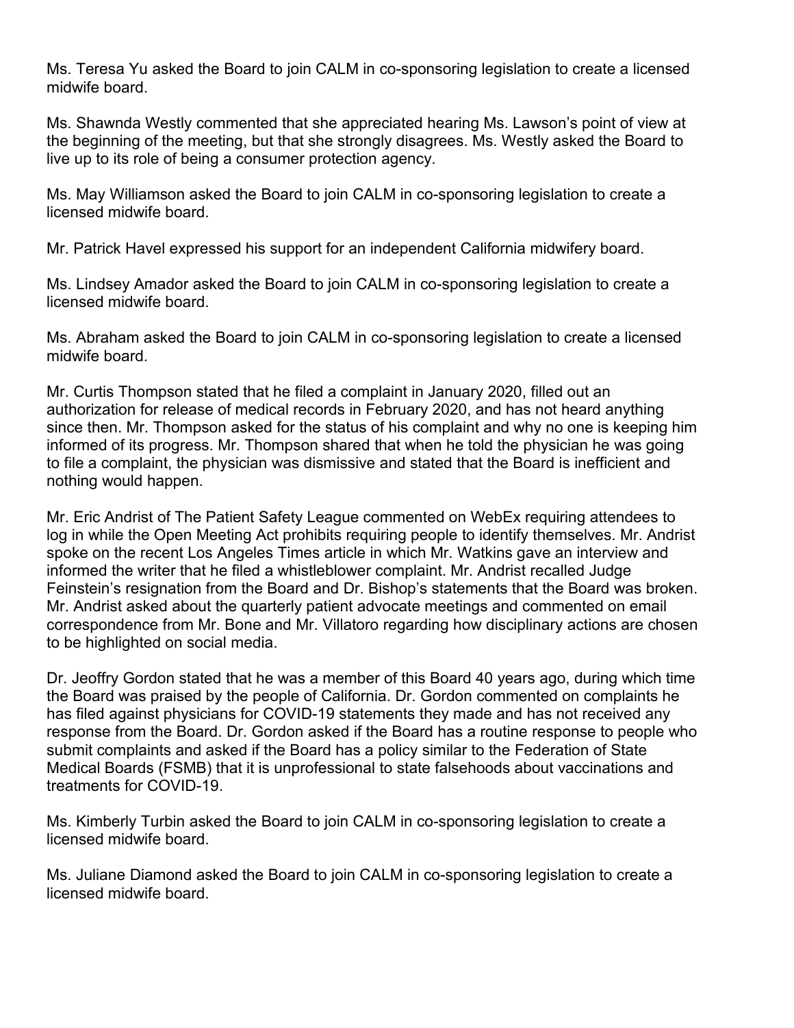Ms. Teresa Yu asked the Board to join CALM in co-sponsoring legislation to create a licensed midwife board.

Ms. Shawnda Westly commented that she appreciated hearing Ms. Lawson's point of view at the beginning of the meeting, but that she strongly disagrees. Ms. Westly asked the Board to live up to its role of being a consumer protection agency.

Ms. May Williamson asked the Board to join CALM in co-sponsoring legislation to create a licensed midwife board.

Mr. Patrick Havel expressed his support for an independent California midwifery board.

Ms. Lindsey Amador asked the Board to join CALM in co-sponsoring legislation to create a licensed midwife board.

Ms. Abraham asked the Board to join CALM in co-sponsoring legislation to create a licensed midwife board.

Mr. Curtis Thompson stated that he filed a complaint in January 2020, filled out an authorization for release of medical records in February 2020, and has not heard anything since then. Mr. Thompson asked for the status of his complaint and why no one is keeping him informed of its progress. Mr. Thompson shared that when he told the physician he was going to file a complaint, the physician was dismissive and stated that the Board is inefficient and nothing would happen.

Mr. Eric Andrist of The Patient Safety League commented on WebEx requiring attendees to log in while the Open Meeting Act prohibits requiring people to identify themselves. Mr. Andrist spoke on the recent Los Angeles Times article in which Mr. Watkins gave an interview and informed the writer that he filed a whistleblower complaint. Mr. Andrist recalled Judge Feinstein's resignation from the Board and Dr. Bishop's statements that the Board was broken. Mr. Andrist asked about the quarterly patient advocate meetings and commented on email correspondence from Mr. Bone and Mr. Villatoro regarding how disciplinary actions are chosen to be highlighted on social media.

Dr. Jeoffry Gordon stated that he was a member of this Board 40 years ago, during which time the Board was praised by the people of California. Dr. Gordon commented on complaints he has filed against physicians for COVID-19 statements they made and has not received any response from the Board. Dr. Gordon asked if the Board has a routine response to people who submit complaints and asked if the Board has a policy similar to the Federation of State Medical Boards (FSMB) that it is unprofessional to state falsehoods about vaccinations and treatments for COVID-19.

Ms. Kimberly Turbin asked the Board to join CALM in co-sponsoring legislation to create a licensed midwife board.

Ms. Juliane Diamond asked the Board to join CALM in co-sponsoring legislation to create a licensed midwife board.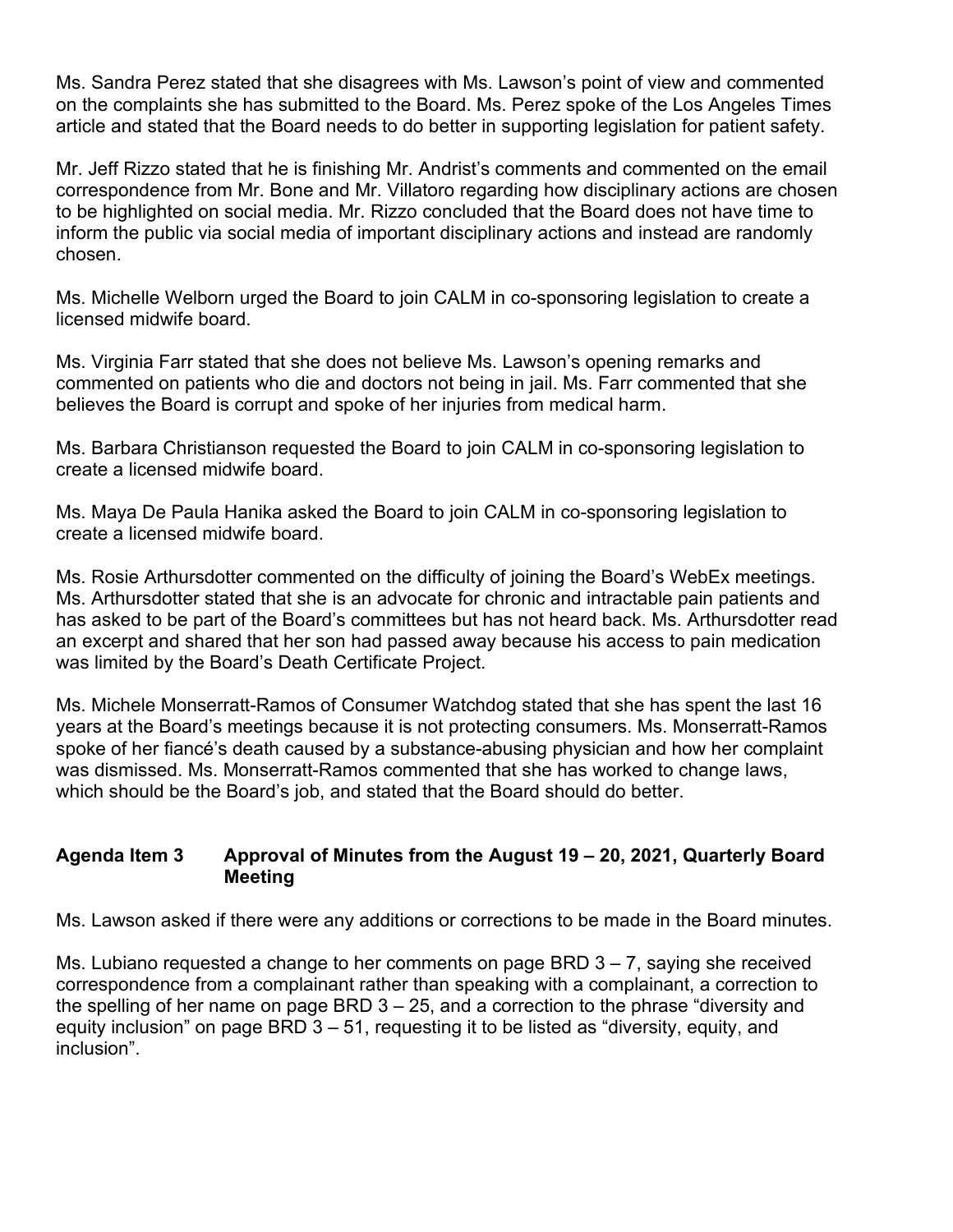Ms. Sandra Perez stated that she disagrees with Ms. Lawson's point of view and commented on the complaints she has submitted to the Board. Ms. Perez spoke of the Los Angeles Times article and stated that the Board needs to do better in supporting legislation for patient safety.

Mr. Jeff Rizzo stated that he is finishing Mr. Andrist's comments and commented on the email correspondence from Mr. Bone and Mr. Villatoro regarding how disciplinary actions are chosen to be highlighted on social media. Mr. Rizzo concluded that the Board does not have time to inform the public via social media of important disciplinary actions and instead are randomly chosen.

Ms. Michelle Welborn urged the Board to join CALM in co-sponsoring legislation to create a licensed midwife board.

Ms. Virginia Farr stated that she does not believe Ms. Lawson's opening remarks and commented on patients who die and doctors not being in jail. Ms. Farr commented that she believes the Board is corrupt and spoke of her injuries from medical harm.

Ms. Barbara Christianson requested the Board to join CALM in co-sponsoring legislation to create a licensed midwife board.

Ms. Maya De Paula Hanika asked the Board to join CALM in co-sponsoring legislation to create a licensed midwife board.

Ms. Rosie Arthursdotter commented on the difficulty of joining the Board's WebEx meetings. Ms. Arthursdotter stated that she is an advocate for chronic and intractable pain patients and has asked to be part of the Board's committees but has not heard back. Ms. Arthursdotter read an excerpt and shared that her son had passed away because his access to pain medication was limited by the Board's Death Certificate Project.

Ms. Michele Monserratt-Ramos of Consumer Watchdog stated that she has spent the last 16 years at the Board's meetings because it is not protecting consumers. Ms. Monserratt-Ramos spoke of her fiancé's death caused by a substance-abusing physician and how her complaint was dismissed. Ms. Monserratt-Ramos commented that she has worked to change laws, which should be the Board's job, and stated that the Board should do better.

## Agenda Item 3 Approval of Minutes from the August 19 – 20, 2021, Quarterly Board Meeting

Ms. Lawson asked if there were any additions or corrections to be made in the Board minutes.

Ms. Lubiano requested a change to her comments on page BRD 3 – 7, saying she received correspondence from a complainant rather than speaking with a complainant, a correction to the spelling of her name on page BRD 3 – 25, and a correction to the phrase "diversity and equity inclusion" on page BRD 3 – 51, requesting it to be listed as "diversity, equity, and inclusion".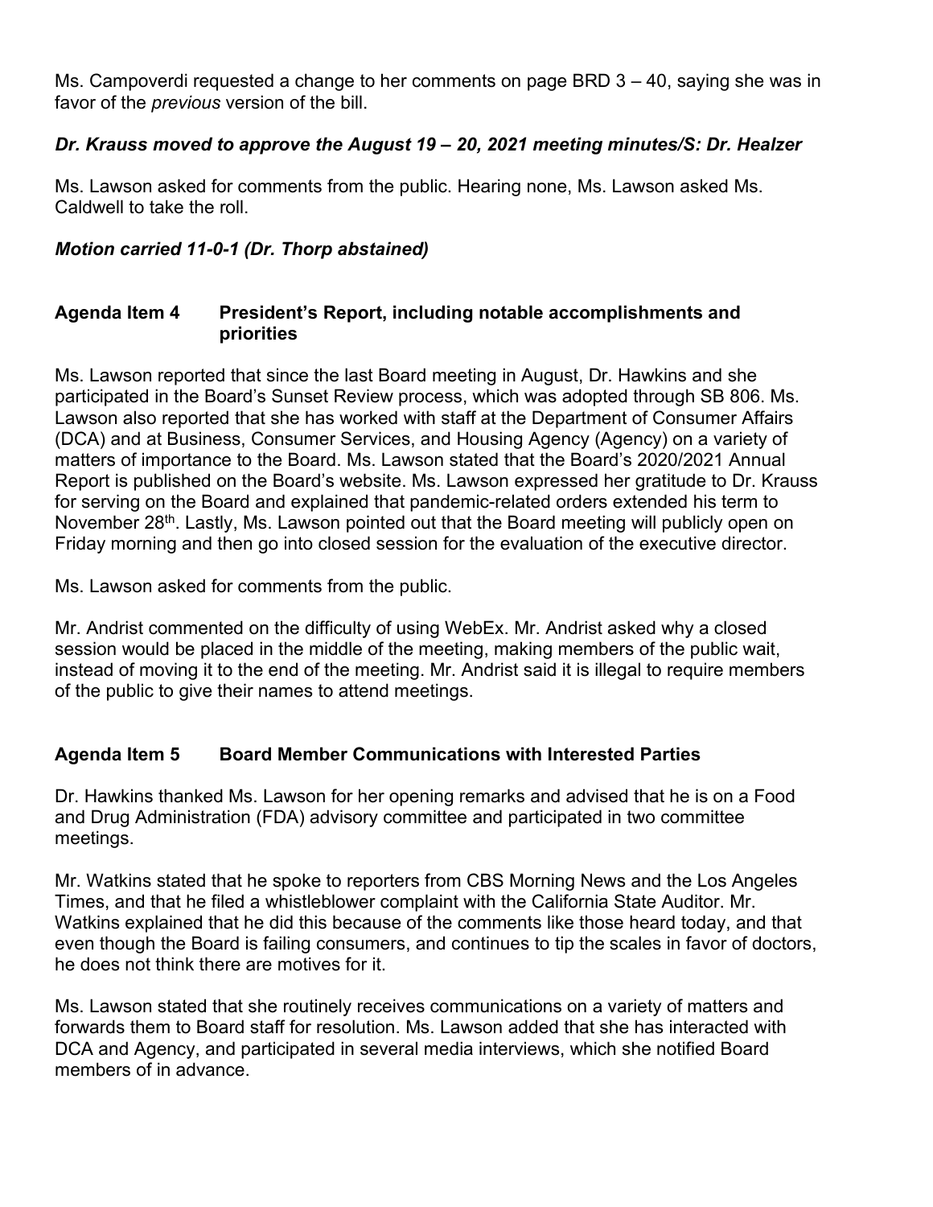Ms. Campoverdi requested a change to her comments on page BRD 3 – 40, saying she was in favor of the *previous* version of the bill.

***Dr. Krauss moved to approve the August 19 – 20, 2021 meeting minutes/S: Dr. Healzer***

Ms. Lawson asked for comments from the public. Hearing none, Ms. Lawson asked Ms. Caldwell to take the roll.

***Motion carried 11-0-1 (Dr. Thorp abstained)***

## Agenda Item 4 President's Report, including notable accomplishments and priorities

Ms. Lawson reported that since the last Board meeting in August, Dr. Hawkins and she participated in the Board's Sunset Review process, which was adopted through SB 806. Ms. Lawson also reported that she has worked with staff at the Department of Consumer Affairs (DCA) and at Business, Consumer Services, and Housing Agency (Agency) on a variety of matters of importance to the Board. Ms. Lawson stated that the Board's 2020/2021 Annual Report is published on the Board's website. Ms. Lawson expressed her gratitude to Dr. Krauss for serving on the Board and explained that pandemic-related orders extended his term to November 28th. Lastly, Ms. Lawson pointed out that the Board meeting will publicly open on Friday morning and then go into closed session for the evaluation of the executive director.

Ms. Lawson asked for comments from the public.

Mr. Andrist commented on the difficulty of using WebEx. Mr. Andrist asked why a closed session would be placed in the middle of the meeting, making members of the public wait, instead of moving it to the end of the meeting. Mr. Andrist said it is illegal to require members of the public to give their names to attend meetings.

## Agenda Item 5 Board Member Communications with Interested Parties

Dr. Hawkins thanked Ms. Lawson for her opening remarks and advised that he is on a Food and Drug Administration (FDA) advisory committee and participated in two committee meetings.

Mr. Watkins stated that he spoke to reporters from CBS Morning News and the Los Angeles Times, and that he filed a whistleblower complaint with the California State Auditor. Mr. Watkins explained that he did this because of the comments like those heard today, and that even though the Board is failing consumers, and continues to tip the scales in favor of doctors, he does not think there are motives for it.

Ms. Lawson stated that she routinely receives communications on a variety of matters and forwards them to Board staff for resolution. Ms. Lawson added that she has interacted with DCA and Agency, and participated in several media interviews, which she notified Board members of in advance.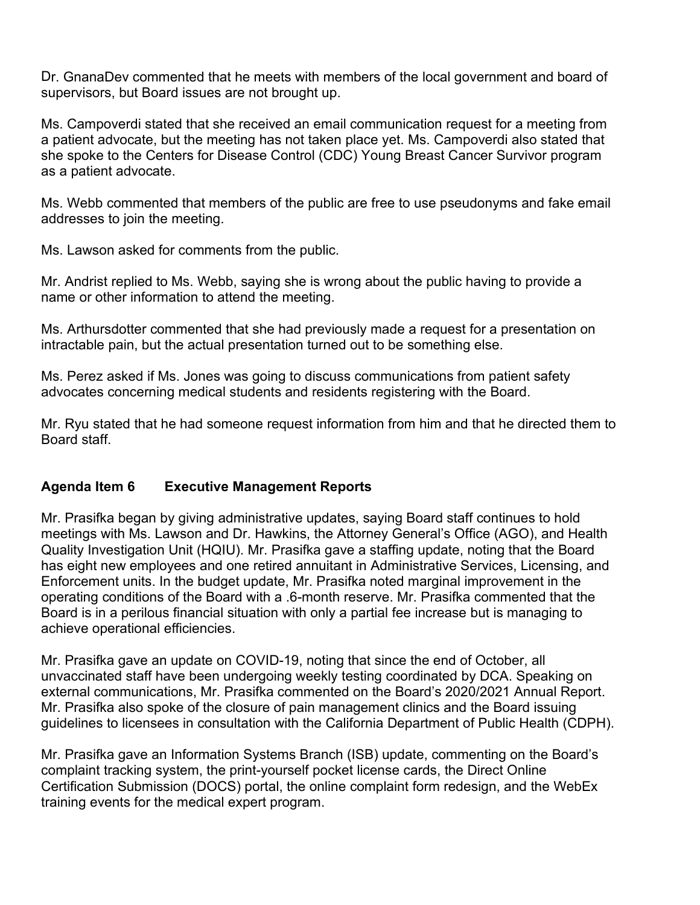Dr. GnanaDev commented that he meets with members of the local government and board of supervisors, but Board issues are not brought up.

Ms. Campoverdi stated that she received an email communication request for a meeting from a patient advocate, but the meeting has not taken place yet. Ms. Campoverdi also stated that she spoke to the Centers for Disease Control (CDC) Young Breast Cancer Survivor program as a patient advocate.

Ms. Webb commented that members of the public are free to use pseudonyms and fake email addresses to join the meeting.

Ms. Lawson asked for comments from the public.

Mr. Andrist replied to Ms. Webb, saying she is wrong about the public having to provide a name or other information to attend the meeting.

Ms. Arthursdotter commented that she had previously made a request for a presentation on intractable pain, but the actual presentation turned out to be something else.

Ms. Perez asked if Ms. Jones was going to discuss communications from patient safety advocates concerning medical students and residents registering with the Board.

Mr. Ryu stated that he had someone request information from him and that he directed them to Board staff.

## Agenda Item 6 Executive Management Reports

Mr. Prasifka began by giving administrative updates, saying Board staff continues to hold meetings with Ms. Lawson and Dr. Hawkins, the Attorney General's Office (AGO), and Health Quality Investigation Unit (HQIU). Mr. Prasifka gave a staffing update, noting that the Board has eight new employees and one retired annuitant in Administrative Services, Licensing, and Enforcement units. In the budget update, Mr. Prasifka noted marginal improvement in the operating conditions of the Board with a .6-month reserve. Mr. Prasifka commented that the Board is in a perilous financial situation with only a partial fee increase but is managing to achieve operational efficiencies.

Mr. Prasifka gave an update on COVID-19, noting that since the end of October, all unvaccinated staff have been undergoing weekly testing coordinated by DCA. Speaking on external communications, Mr. Prasifka commented on the Board's 2020/2021 Annual Report. Mr. Prasifka also spoke of the closure of pain management clinics and the Board issuing guidelines to licensees in consultation with the California Department of Public Health (CDPH).

Mr. Prasifka gave an Information Systems Branch (ISB) update, commenting on the Board's complaint tracking system, the print-yourself pocket license cards, the Direct Online Certification Submission (DOCS) portal, the online complaint form redesign, and the WebEx training events for the medical expert program.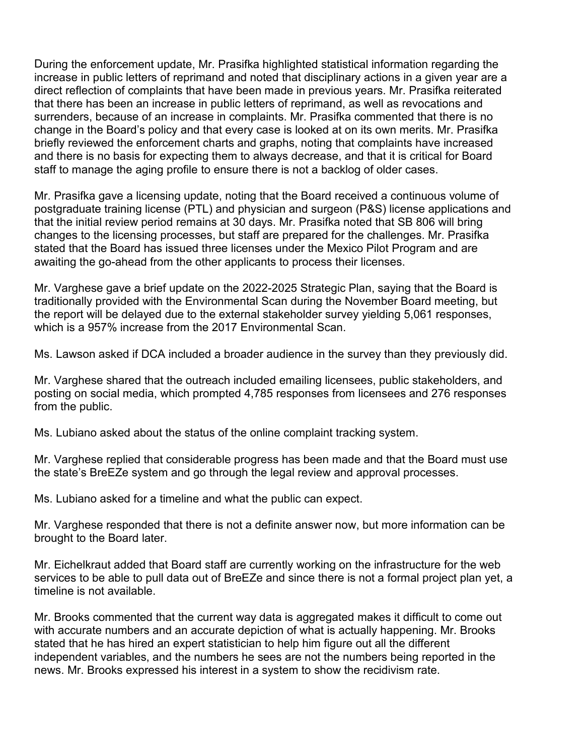During the enforcement update, Mr. Prasifka highlighted statistical information regarding the increase in public letters of reprimand and noted that disciplinary actions in a given year are a direct reflection of complaints that have been made in previous years. Mr. Prasifka reiterated that there has been an increase in public letters of reprimand, as well as revocations and surrenders, because of an increase in complaints. Mr. Prasifka commented that there is no change in the Board's policy and that every case is looked at on its own merits. Mr. Prasifka briefly reviewed the enforcement charts and graphs, noting that complaints have increased and there is no basis for expecting them to always decrease, and that it is critical for Board staff to manage the aging profile to ensure there is not a backlog of older cases.

Mr. Prasifka gave a licensing update, noting that the Board received a continuous volume of postgraduate training license (PTL) and physician and surgeon (P&S) license applications and that the initial review period remains at 30 days. Mr. Prasifka noted that SB 806 will bring changes to the licensing processes, but staff are prepared for the challenges. Mr. Prasifka stated that the Board has issued three licenses under the Mexico Pilot Program and are awaiting the go-ahead from the other applicants to process their licenses.

Mr. Varghese gave a brief update on the 2022-2025 Strategic Plan, saying that the Board is traditionally provided with the Environmental Scan during the November Board meeting, but the report will be delayed due to the external stakeholder survey yielding 5,061 responses, which is a 957% increase from the 2017 Environmental Scan.

Ms. Lawson asked if DCA included a broader audience in the survey than they previously did.

Mr. Varghese shared that the outreach included emailing licensees, public stakeholders, and posting on social media, which prompted 4,785 responses from licensees and 276 responses from the public.

Ms. Lubiano asked about the status of the online complaint tracking system.

Mr. Varghese replied that considerable progress has been made and that the Board must use the state's BreEZe system and go through the legal review and approval processes.

Ms. Lubiano asked for a timeline and what the public can expect.

Mr. Varghese responded that there is not a definite answer now, but more information can be brought to the Board later.

Mr. Eichelkraut added that Board staff are currently working on the infrastructure for the web services to be able to pull data out of BreEZe and since there is not a formal project plan yet, a timeline is not available.

Mr. Brooks commented that the current way data is aggregated makes it difficult to come out with accurate numbers and an accurate depiction of what is actually happening. Mr. Brooks stated that he has hired an expert statistician to help him figure out all the different independent variables, and the numbers he sees are not the numbers being reported in the news. Mr. Brooks expressed his interest in a system to show the recidivism rate.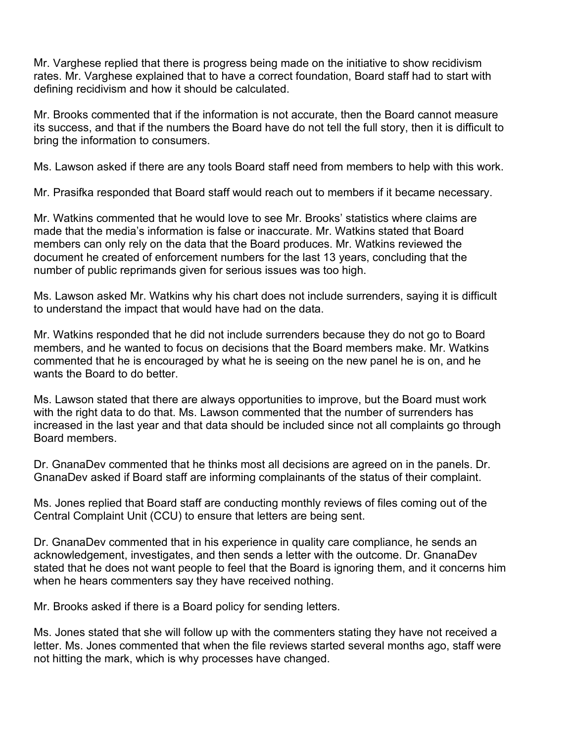Mr. Varghese replied that there is progress being made on the initiative to show recidivism rates. Mr. Varghese explained that to have a correct foundation, Board staff had to start with defining recidivism and how it should be calculated.

Mr. Brooks commented that if the information is not accurate, then the Board cannot measure its success, and that if the numbers the Board have do not tell the full story, then it is difficult to bring the information to consumers.

Ms. Lawson asked if there are any tools Board staff need from members to help with this work.

Mr. Prasifka responded that Board staff would reach out to members if it became necessary.

Mr. Watkins commented that he would love to see Mr. Brooks' statistics where claims are made that the media's information is false or inaccurate. Mr. Watkins stated that Board members can only rely on the data that the Board produces. Mr. Watkins reviewed the document he created of enforcement numbers for the last 13 years, concluding that the number of public reprimands given for serious issues was too high.

Ms. Lawson asked Mr. Watkins why his chart does not include surrenders, saying it is difficult to understand the impact that would have had on the data.

Mr. Watkins responded that he did not include surrenders because they do not go to Board members, and he wanted to focus on decisions that the Board members make. Mr. Watkins commented that he is encouraged by what he is seeing on the new panel he is on, and he wants the Board to do better.

Ms. Lawson stated that there are always opportunities to improve, but the Board must work with the right data to do that. Ms. Lawson commented that the number of surrenders has increased in the last year and that data should be included since not all complaints go through Board members.

Dr. GnanaDev commented that he thinks most all decisions are agreed on in the panels. Dr. GnanaDev asked if Board staff are informing complainants of the status of their complaint.

Ms. Jones replied that Board staff are conducting monthly reviews of files coming out of the Central Complaint Unit (CCU) to ensure that letters are being sent.

Dr. GnanaDev commented that in his experience in quality care compliance, he sends an acknowledgement, investigates, and then sends a letter with the outcome. Dr. GnanaDev stated that he does not want people to feel that the Board is ignoring them, and it concerns him when he hears commenters say they have received nothing.

Mr. Brooks asked if there is a Board policy for sending letters.

Ms. Jones stated that she will follow up with the commenters stating they have not received a letter. Ms. Jones commented that when the file reviews started several months ago, staff were not hitting the mark, which is why processes have changed.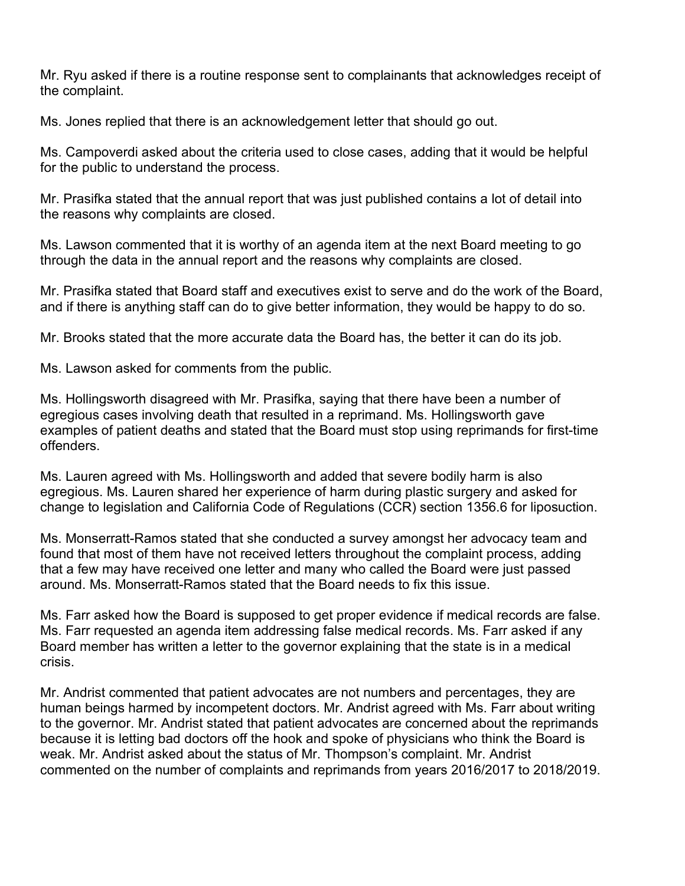Mr. Ryu asked if there is a routine response sent to complainants that acknowledges receipt of the complaint.

Ms. Jones replied that there is an acknowledgement letter that should go out.

Ms. Campoverdi asked about the criteria used to close cases, adding that it would be helpful for the public to understand the process.

Mr. Prasifka stated that the annual report that was just published contains a lot of detail into the reasons why complaints are closed.

Ms. Lawson commented that it is worthy of an agenda item at the next Board meeting to go through the data in the annual report and the reasons why complaints are closed.

Mr. Prasifka stated that Board staff and executives exist to serve and do the work of the Board, and if there is anything staff can do to give better information, they would be happy to do so.

Mr. Brooks stated that the more accurate data the Board has, the better it can do its job.

Ms. Lawson asked for comments from the public.

Ms. Hollingsworth disagreed with Mr. Prasifka, saying that there have been a number of egregious cases involving death that resulted in a reprimand. Ms. Hollingsworth gave examples of patient deaths and stated that the Board must stop using reprimands for first-time offenders.

Ms. Lauren agreed with Ms. Hollingsworth and added that severe bodily harm is also egregious. Ms. Lauren shared her experience of harm during plastic surgery and asked for change to legislation and California Code of Regulations (CCR) section 1356.6 for liposuction.

Ms. Monserratt-Ramos stated that she conducted a survey amongst her advocacy team and found that most of them have not received letters throughout the complaint process, adding that a few may have received one letter and many who called the Board were just passed around. Ms. Monserratt-Ramos stated that the Board needs to fix this issue.

Ms. Farr asked how the Board is supposed to get proper evidence if medical records are false. Ms. Farr requested an agenda item addressing false medical records. Ms. Farr asked if any Board member has written a letter to the governor explaining that the state is in a medical crisis.

Mr. Andrist commented that patient advocates are not numbers and percentages, they are human beings harmed by incompetent doctors. Mr. Andrist agreed with Ms. Farr about writing to the governor. Mr. Andrist stated that patient advocates are concerned about the reprimands because it is letting bad doctors off the hook and spoke of physicians who think the Board is weak. Mr. Andrist asked about the status of Mr. Thompson's complaint. Mr. Andrist commented on the number of complaints and reprimands from years 2016/2017 to 2018/2019.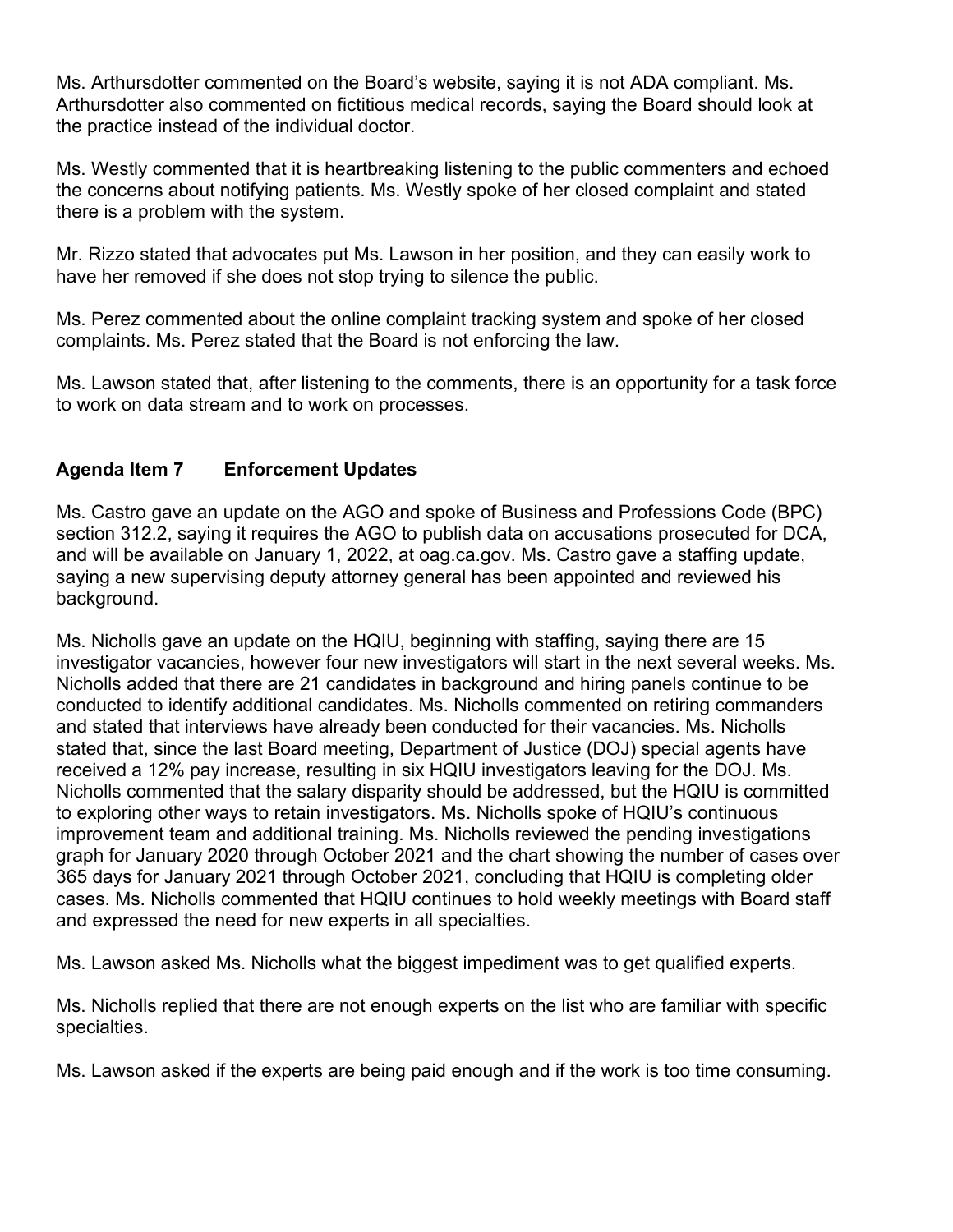Ms. Arthursdotter commented on the Board's website, saying it is not ADA compliant. Ms. Arthursdotter also commented on fictitious medical records, saying the Board should look at the practice instead of the individual doctor.

Ms. Westly commented that it is heartbreaking listening to the public commenters and echoed the concerns about notifying patients. Ms. Westly spoke of her closed complaint and stated there is a problem with the system.

Mr. Rizzo stated that advocates put Ms. Lawson in her position, and they can easily work to have her removed if she does not stop trying to silence the public.

Ms. Perez commented about the online complaint tracking system and spoke of her closed complaints. Ms. Perez stated that the Board is not enforcing the law.

Ms. Lawson stated that, after listening to the comments, there is an opportunity for a task force to work on data stream and to work on processes.

## Agenda Item 7 Enforcement Updates

Ms. Castro gave an update on the AGO and spoke of Business and Professions Code (BPC) section 312.2, saying it requires the AGO to publish data on accusations prosecuted for DCA, and will be available on January 1, 2022, at oag.ca.gov. Ms. Castro gave a staffing update, saying a new supervising deputy attorney general has been appointed and reviewed his background.

Ms. Nicholls gave an update on the HQIU, beginning with staffing, saying there are 15 investigator vacancies, however four new investigators will start in the next several weeks. Ms. Nicholls added that there are 21 candidates in background and hiring panels continue to be conducted to identify additional candidates. Ms. Nicholls commented on retiring commanders and stated that interviews have already been conducted for their vacancies. Ms. Nicholls stated that, since the last Board meeting, Department of Justice (DOJ) special agents have received a 12% pay increase, resulting in six HQIU investigators leaving for the DOJ. Ms. Nicholls commented that the salary disparity should be addressed, but the HQIU is committed to exploring other ways to retain investigators. Ms. Nicholls spoke of HQIU's continuous improvement team and additional training. Ms. Nicholls reviewed the pending investigations graph for January 2020 through October 2021 and the chart showing the number of cases over 365 days for January 2021 through October 2021, concluding that HQIU is completing older cases. Ms. Nicholls commented that HQIU continues to hold weekly meetings with Board staff and expressed the need for new experts in all specialties.

Ms. Lawson asked Ms. Nicholls what the biggest impediment was to get qualified experts.

Ms. Nicholls replied that there are not enough experts on the list who are familiar with specific specialties.

Ms. Lawson asked if the experts are being paid enough and if the work is too time consuming.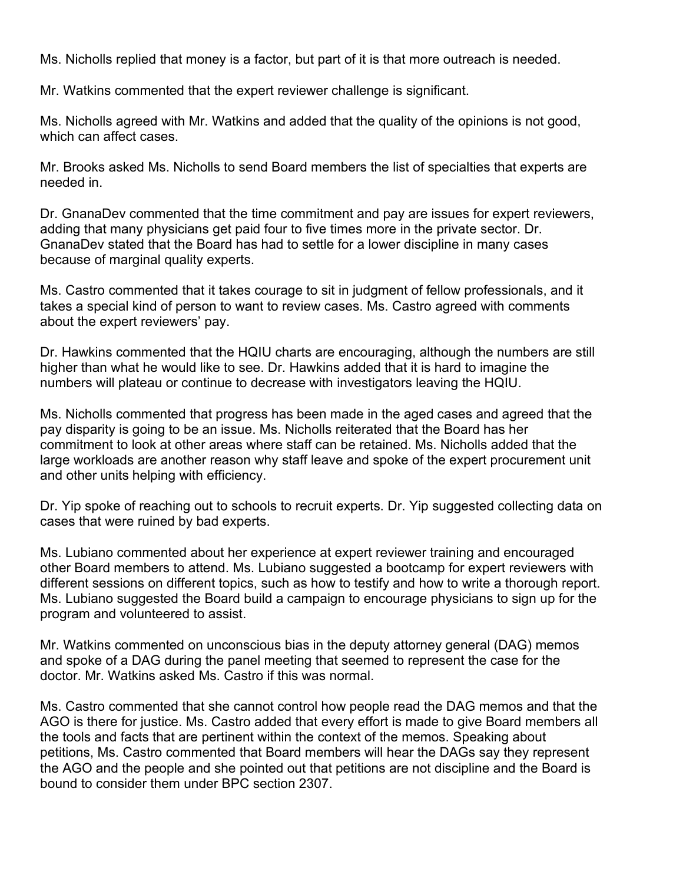Ms. Nicholls replied that money is a factor, but part of it is that more outreach is needed.

Mr. Watkins commented that the expert reviewer challenge is significant.

Ms. Nicholls agreed with Mr. Watkins and added that the quality of the opinions is not good, which can affect cases.

Mr. Brooks asked Ms. Nicholls to send Board members the list of specialties that experts are needed in.

Dr. GnanaDev commented that the time commitment and pay are issues for expert reviewers, adding that many physicians get paid four to five times more in the private sector. Dr. GnanaDev stated that the Board has had to settle for a lower discipline in many cases because of marginal quality experts.

Ms. Castro commented that it takes courage to sit in judgment of fellow professionals, and it takes a special kind of person to want to review cases. Ms. Castro agreed with comments about the expert reviewers' pay.

Dr. Hawkins commented that the HQIU charts are encouraging, although the numbers are still higher than what he would like to see. Dr. Hawkins added that it is hard to imagine the numbers will plateau or continue to decrease with investigators leaving the HQIU.

Ms. Nicholls commented that progress has been made in the aged cases and agreed that the pay disparity is going to be an issue. Ms. Nicholls reiterated that the Board has her commitment to look at other areas where staff can be retained. Ms. Nicholls added that the large workloads are another reason why staff leave and spoke of the expert procurement unit and other units helping with efficiency.

Dr. Yip spoke of reaching out to schools to recruit experts. Dr. Yip suggested collecting data on cases that were ruined by bad experts.

Ms. Lubiano commented about her experience at expert reviewer training and encouraged other Board members to attend. Ms. Lubiano suggested a bootcamp for expert reviewers with different sessions on different topics, such as how to testify and how to write a thorough report. Ms. Lubiano suggested the Board build a campaign to encourage physicians to sign up for the program and volunteered to assist.

Mr. Watkins commented on unconscious bias in the deputy attorney general (DAG) memos and spoke of a DAG during the panel meeting that seemed to represent the case for the doctor. Mr. Watkins asked Ms. Castro if this was normal.

Ms. Castro commented that she cannot control how people read the DAG memos and that the AGO is there for justice. Ms. Castro added that every effort is made to give Board members all the tools and facts that are pertinent within the context of the memos. Speaking about petitions, Ms. Castro commented that Board members will hear the DAGs say they represent the AGO and the people and she pointed out that petitions are not discipline and the Board is bound to consider them under BPC section 2307.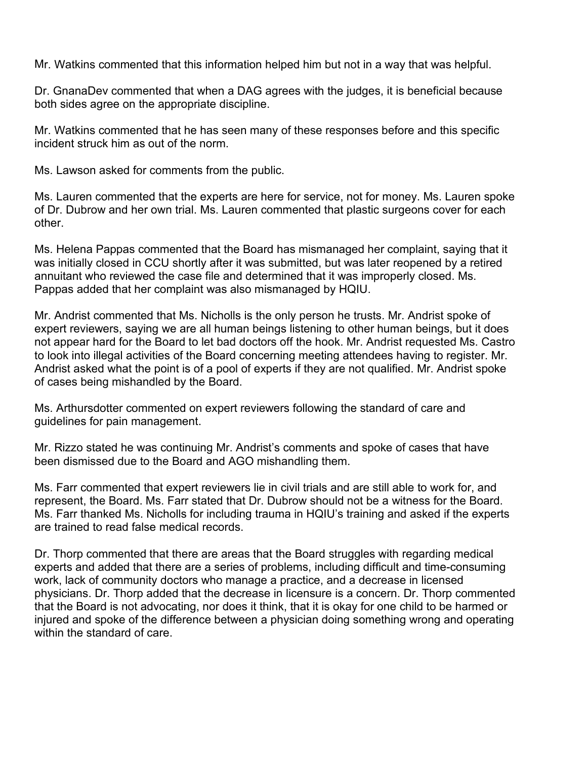Mr. Watkins commented that this information helped him but not in a way that was helpful.

Dr. GnanaDev commented that when a DAG agrees with the judges, it is beneficial because both sides agree on the appropriate discipline.

Mr. Watkins commented that he has seen many of these responses before and this specific incident struck him as out of the norm.

Ms. Lawson asked for comments from the public.

Ms. Lauren commented that the experts are here for service, not for money. Ms. Lauren spoke of Dr. Dubrow and her own trial. Ms. Lauren commented that plastic surgeons cover for each other.

Ms. Helena Pappas commented that the Board has mismanaged her complaint, saying that it was initially closed in CCU shortly after it was submitted, but was later reopened by a retired annuitant who reviewed the case file and determined that it was improperly closed. Ms. Pappas added that her complaint was also mismanaged by HQIU.

Mr. Andrist commented that Ms. Nicholls is the only person he trusts. Mr. Andrist spoke of expert reviewers, saying we are all human beings listening to other human beings, but it does not appear hard for the Board to let bad doctors off the hook. Mr. Andrist requested Ms. Castro to look into illegal activities of the Board concerning meeting attendees having to register. Mr. Andrist asked what the point is of a pool of experts if they are not qualified. Mr. Andrist spoke of cases being mishandled by the Board.

Ms. Arthursdotter commented on expert reviewers following the standard of care and guidelines for pain management.

Mr. Rizzo stated he was continuing Mr. Andrist's comments and spoke of cases that have been dismissed due to the Board and AGO mishandling them.

Ms. Farr commented that expert reviewers lie in civil trials and are still able to work for, and represent, the Board. Ms. Farr stated that Dr. Dubrow should not be a witness for the Board. Ms. Farr thanked Ms. Nicholls for including trauma in HQIU's training and asked if the experts are trained to read false medical records.

Dr. Thorp commented that there are areas that the Board struggles with regarding medical experts and added that there are a series of problems, including difficult and time-consuming work, lack of community doctors who manage a practice, and a decrease in licensed physicians. Dr. Thorp added that the decrease in licensure is a concern. Dr. Thorp commented that the Board is not advocating, nor does it think, that it is okay for one child to be harmed or injured and spoke of the difference between a physician doing something wrong and operating within the standard of care.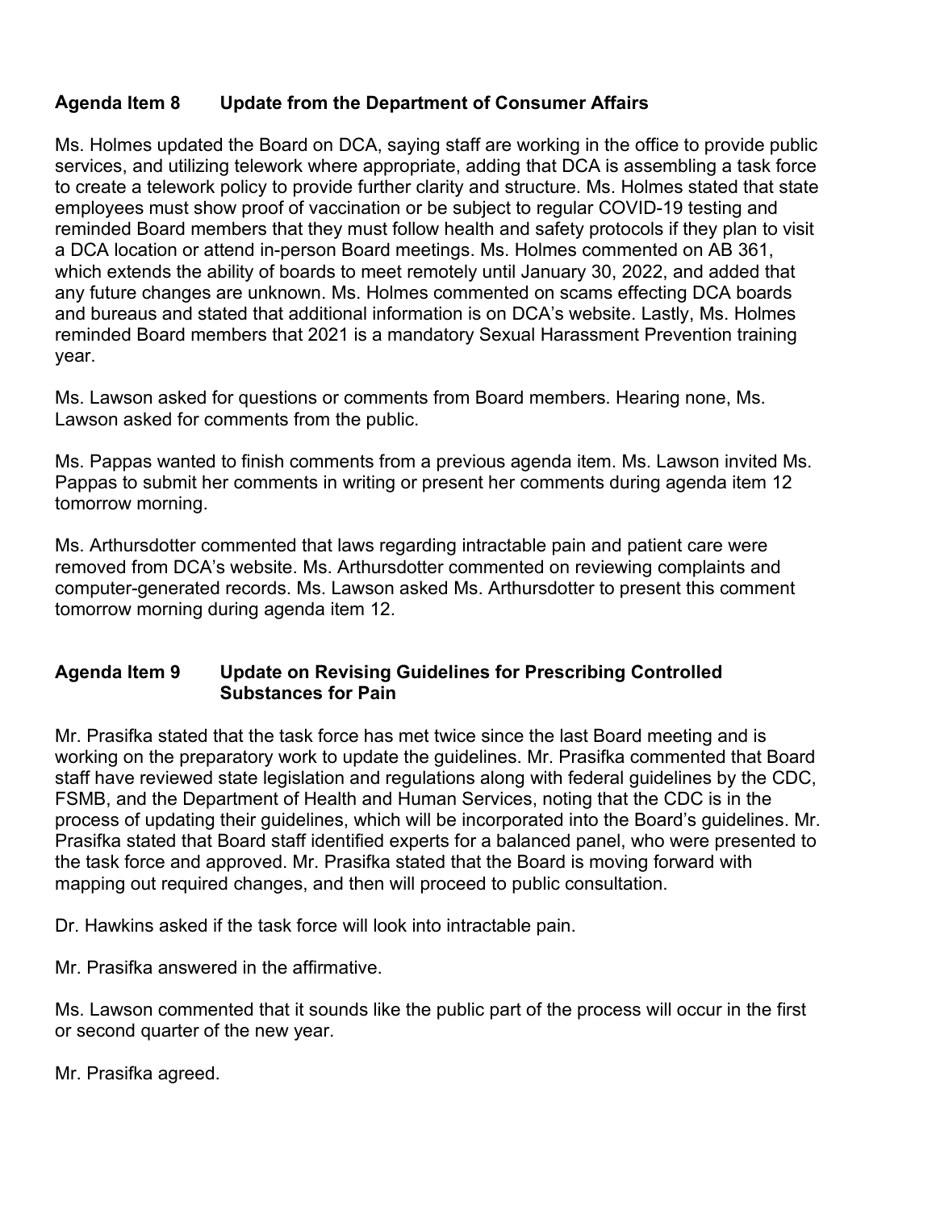### Agenda Item 8 Update from the Department of Consumer Affairs

Ms. Holmes updated the Board on DCA, saying staff are working in the office to provide public services, and utilizing telework where appropriate, adding that DCA is assembling a task force to create a telework policy to provide further clarity and structure. Ms. Holmes stated that state employees must show proof of vaccination or be subject to regular COVID-19 testing and reminded Board members that they must follow health and safety protocols if they plan to visit a DCA location or attend in-person Board meetings. Ms. Holmes commented on AB 361, which extends the ability of boards to meet remotely until January 30, 2022, and added that any future changes are unknown. Ms. Holmes commented on scams effecting DCA boards and bureaus and stated that additional information is on DCA's website. Lastly, Ms. Holmes reminded Board members that 2021 is a mandatory Sexual Harassment Prevention training year.

Ms. Lawson asked for questions or comments from Board members. Hearing none, Ms. Lawson asked for comments from the public.

Ms. Pappas wanted to finish comments from a previous agenda item. Ms. Lawson invited Ms. Pappas to submit her comments in writing or present her comments during agenda item 12 tomorrow morning.

Ms. Arthursdotter commented that laws regarding intractable pain and patient care were removed from DCA's website. Ms. Arthursdotter commented on reviewing complaints and computer-generated records. Ms. Lawson asked Ms. Arthursdotter to present this comment tomorrow morning during agenda item 12.

### Agenda Item 9 Update on Revising Guidelines for Prescribing Controlled Substances for Pain

Mr. Prasifka stated that the task force has met twice since the last Board meeting and is working on the preparatory work to update the guidelines. Mr. Prasifka commented that Board staff have reviewed state legislation and regulations along with federal guidelines by the CDC, FSMB, and the Department of Health and Human Services, noting that the CDC is in the process of updating their guidelines, which will be incorporated into the Board's guidelines. Mr. Prasifka stated that Board staff identified experts for a balanced panel, who were presented to the task force and approved. Mr. Prasifka stated that the Board is moving forward with mapping out required changes, and then will proceed to public consultation.

Dr. Hawkins asked if the task force will look into intractable pain.

Mr. Prasifka answered in the affirmative.

Ms. Lawson commented that it sounds like the public part of the process will occur in the first or second quarter of the new year.

Mr. Prasifka agreed.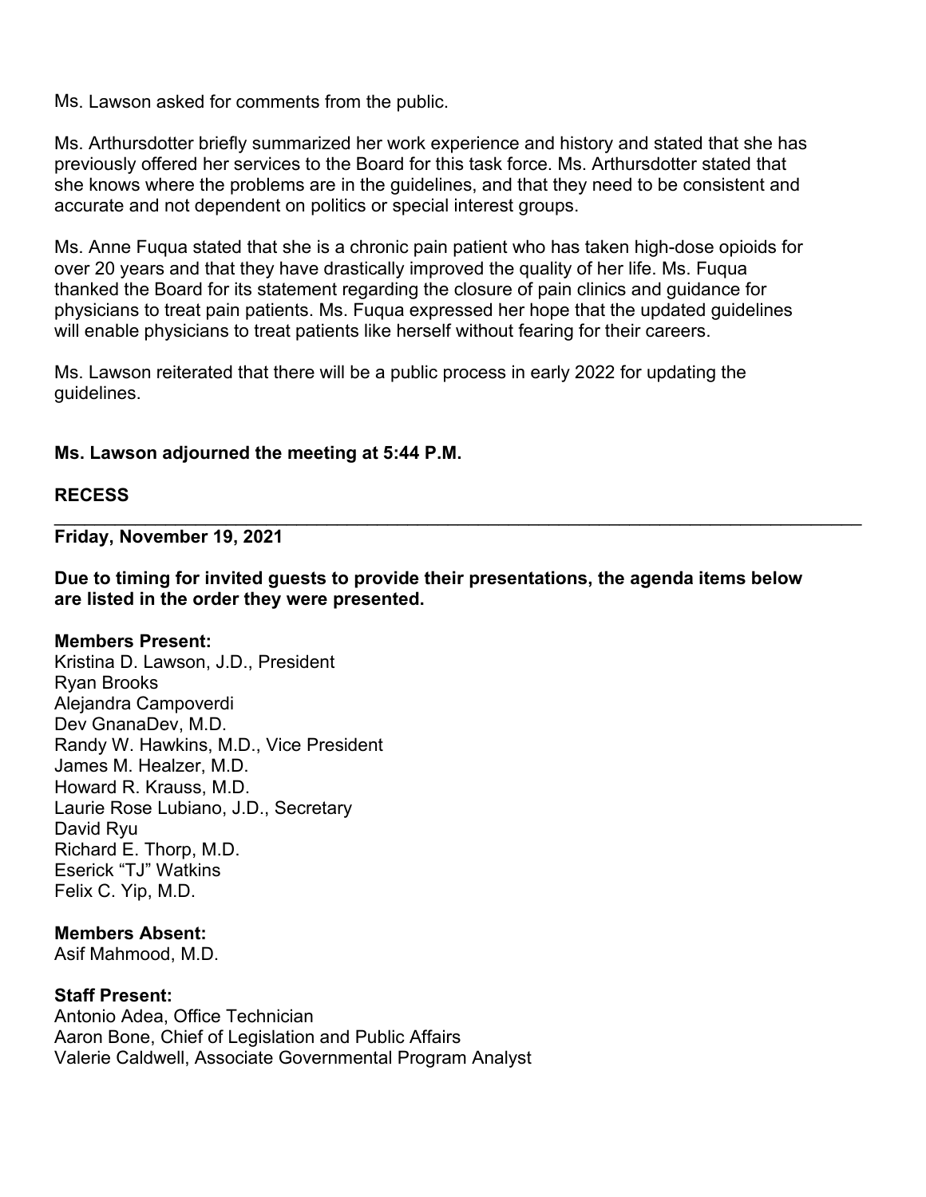Ms. Lawson asked for comments from the public.

Ms. Arthursdotter briefly summarized her work experience and history and stated that she has previously offered her services to the Board for this task force. Ms. Arthursdotter stated that she knows where the problems are in the guidelines, and that they need to be consistent and accurate and not dependent on politics or special interest groups.

Ms. Anne Fuqua stated that she is a chronic pain patient who has taken high-dose opioids for over 20 years and that they have drastically improved the quality of her life. Ms. Fuqua thanked the Board for its statement regarding the closure of pain clinics and guidance for physicians to treat pain patients. Ms. Fuqua expressed her hope that the updated guidelines will enable physicians to treat patients like herself without fearing for their careers.

Ms. Lawson reiterated that there will be a public process in early 2022 for updating the guidelines.

**Ms. Lawson adjourned the meeting at 5:44 P.M.**

**RECESS**

---

**Friday, November 19, 2021**

**Due to timing for invited guests to provide their presentations, the agenda items below are listed in the order they were presented.**

**Members Present:**
Kristina D. Lawson, J.D., President
Ryan Brooks
Alejandra Campoverdi
Dev GnanaDev, M.D.
Randy W. Hawkins, M.D., Vice President
James M. Healzer, M.D.
Howard R. Krauss, M.D.
Laurie Rose Lubiano, J.D., Secretary
David Ryu
Richard E. Thorp, M.D.
Eserick "TJ" Watkins
Felix C. Yip, M.D.

**Members Absent:**
Asif Mahmood, M.D.

**Staff Present:**
Antonio Adea, Office Technician
Aaron Bone, Chief of Legislation and Public Affairs
Valerie Caldwell, Associate Governmental Program Analyst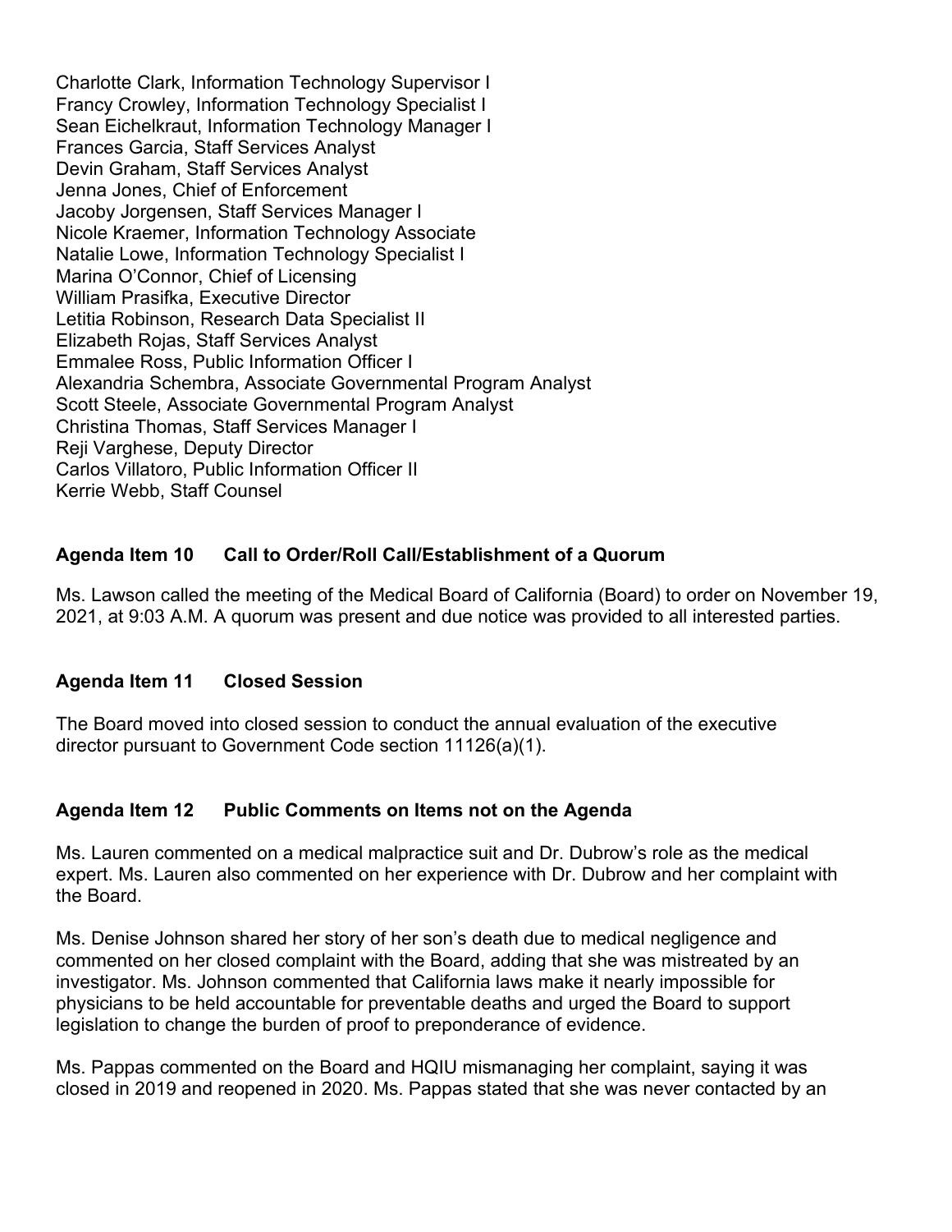Charlotte Clark, Information Technology Supervisor I
Francy Crowley, Information Technology Specialist I
Sean Eichelkraut, Information Technology Manager I
Frances Garcia, Staff Services Analyst
Devin Graham, Staff Services Analyst
Jenna Jones, Chief of Enforcement
Jacoby Jorgensen, Staff Services Manager I
Nicole Kraemer, Information Technology Associate
Natalie Lowe, Information Technology Specialist I
Marina O'Connor, Chief of Licensing
William Prasifka, Executive Director
Letitia Robinson, Research Data Specialist II
Elizabeth Rojas, Staff Services Analyst
Emmalee Ross, Public Information Officer I
Alexandria Schembra, Associate Governmental Program Analyst
Scott Steele, Associate Governmental Program Analyst
Christina Thomas, Staff Services Manager I
Reji Varghese, Deputy Director
Carlos Villatoro, Public Information Officer II
Kerrie Webb, Staff Counsel

## Agenda Item 10 Call to Order/Roll Call/Establishment of a Quorum

Ms. Lawson called the meeting of the Medical Board of California (Board) to order on November 19, 2021, at 9:03 A.M. A quorum was present and due notice was provided to all interested parties.

## Agenda Item 11 Closed Session

The Board moved into closed session to conduct the annual evaluation of the executive director pursuant to Government Code section 11126(a)(1).

## Agenda Item 12 Public Comments on Items not on the Agenda

Ms. Lauren commented on a medical malpractice suit and Dr. Dubrow's role as the medical expert. Ms. Lauren also commented on her experience with Dr. Dubrow and her complaint with the Board.

Ms. Denise Johnson shared her story of her son's death due to medical negligence and commented on her closed complaint with the Board, adding that she was mistreated by an investigator. Ms. Johnson commented that California laws make it nearly impossible for physicians to be held accountable for preventable deaths and urged the Board to support legislation to change the burden of proof to preponderance of evidence.

Ms. Pappas commented on the Board and HQIU mismanaging her complaint, saying it was closed in 2019 and reopened in 2020. Ms. Pappas stated that she was never contacted by an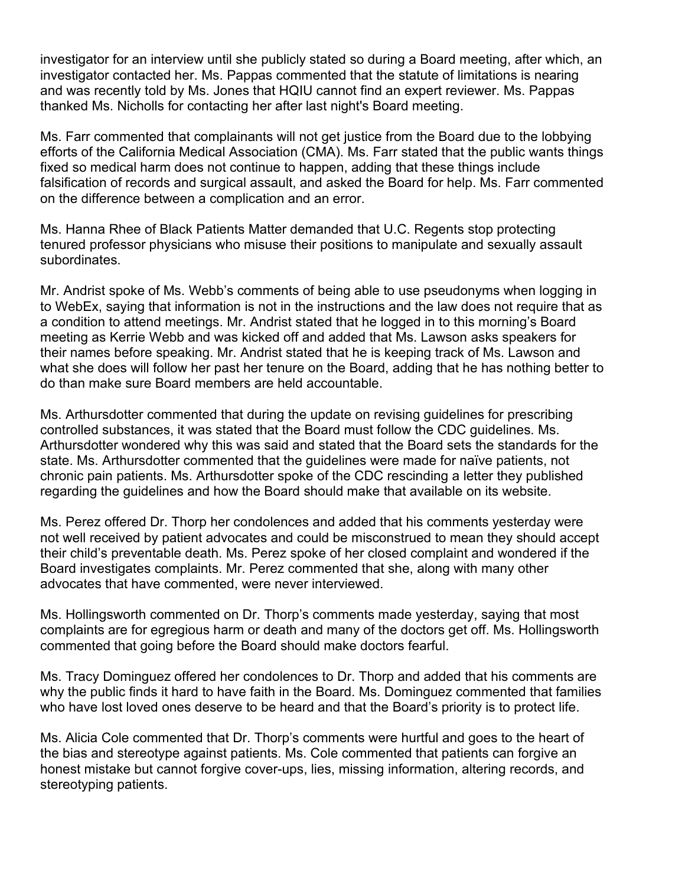investigator for an interview until she publicly stated so during a Board meeting, after which, an investigator contacted her. Ms. Pappas commented that the statute of limitations is nearing and was recently told by Ms. Jones that HQIU cannot find an expert reviewer. Ms. Pappas thanked Ms. Nicholls for contacting her after last night's Board meeting.

Ms. Farr commented that complainants will not get justice from the Board due to the lobbying efforts of the California Medical Association (CMA). Ms. Farr stated that the public wants things fixed so medical harm does not continue to happen, adding that these things include falsification of records and surgical assault, and asked the Board for help. Ms. Farr commented on the difference between a complication and an error.

Ms. Hanna Rhee of Black Patients Matter demanded that U.C. Regents stop protecting tenured professor physicians who misuse their positions to manipulate and sexually assault subordinates.

Mr. Andrist spoke of Ms. Webb's comments of being able to use pseudonyms when logging in to WebEx, saying that information is not in the instructions and the law does not require that as a condition to attend meetings. Mr. Andrist stated that he logged in to this morning's Board meeting as Kerrie Webb and was kicked off and added that Ms. Lawson asks speakers for their names before speaking. Mr. Andrist stated that he is keeping track of Ms. Lawson and what she does will follow her past her tenure on the Board, adding that he has nothing better to do than make sure Board members are held accountable.

Ms. Arthursdotter commented that during the update on revising guidelines for prescribing controlled substances, it was stated that the Board must follow the CDC guidelines. Ms. Arthursdotter wondered why this was said and stated that the Board sets the standards for the state. Ms. Arthursdotter commented that the guidelines were made for naïve patients, not chronic pain patients. Ms. Arthursdotter spoke of the CDC rescinding a letter they published regarding the guidelines and how the Board should make that available on its website.

Ms. Perez offered Dr. Thorp her condolences and added that his comments yesterday were not well received by patient advocates and could be misconstrued to mean they should accept their child's preventable death. Ms. Perez spoke of her closed complaint and wondered if the Board investigates complaints. Mr. Perez commented that she, along with many other advocates that have commented, were never interviewed.

Ms. Hollingsworth commented on Dr. Thorp's comments made yesterday, saying that most complaints are for egregious harm or death and many of the doctors get off. Ms. Hollingsworth commented that going before the Board should make doctors fearful.

Ms. Tracy Dominguez offered her condolences to Dr. Thorp and added that his comments are why the public finds it hard to have faith in the Board. Ms. Dominguez commented that families who have lost loved ones deserve to be heard and that the Board's priority is to protect life.

Ms. Alicia Cole commented that Dr. Thorp's comments were hurtful and goes to the heart of the bias and stereotype against patients. Ms. Cole commented that patients can forgive an honest mistake but cannot forgive cover-ups, lies, missing information, altering records, and stereotyping patients.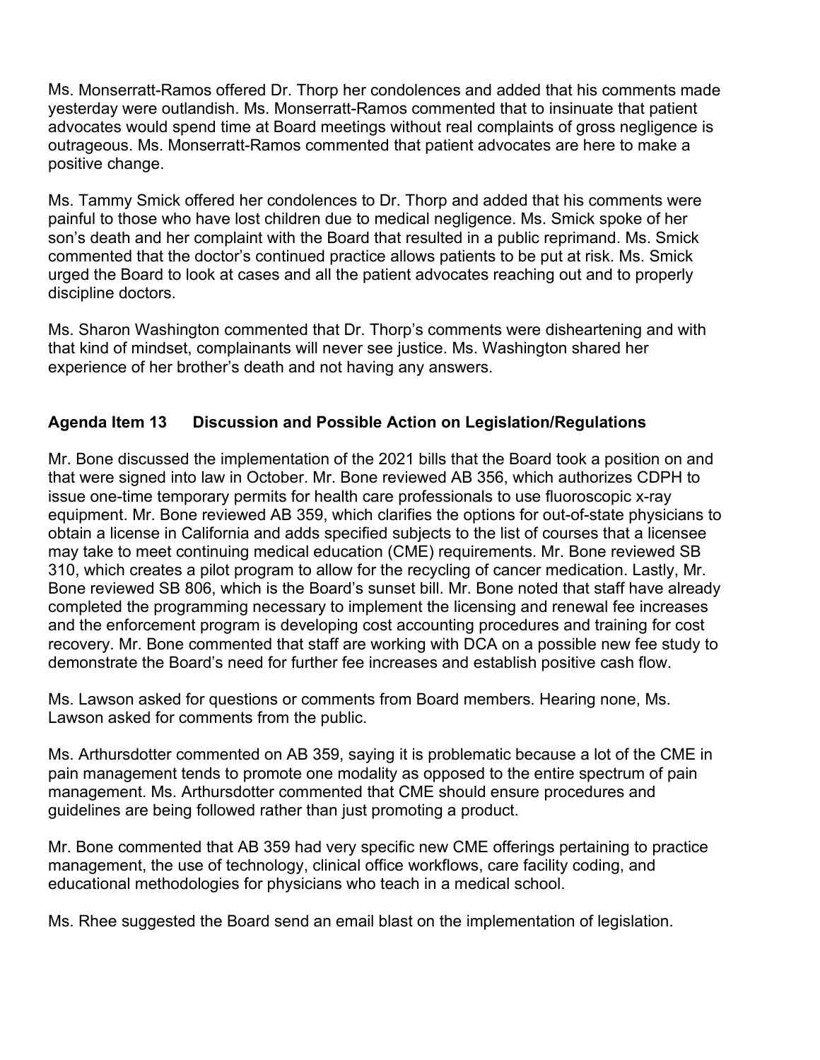Ms. Monserratt-Ramos offered Dr. Thorp her condolences and added that his comments made yesterday were outlandish. Ms. Monserratt-Ramos commented that to insinuate that patient advocates would spend time at Board meetings without real complaints of gross negligence is outrageous. Ms. Monserratt-Ramos commented that patient advocates are here to make a positive change.

Ms. Tammy Smick offered her condolences to Dr. Thorp and added that his comments were painful to those who have lost children due to medical negligence. Ms. Smick spoke of her son's death and her complaint with the Board that resulted in a public reprimand. Ms. Smick commented that the doctor's continued practice allows patients to be put at risk. Ms. Smick urged the Board to look at cases and all the patient advocates reaching out and to properly discipline doctors.

Ms. Sharon Washington commented that Dr. Thorp's comments were disheartening and with that kind of mindset, complainants will never see justice. Ms. Washington shared her experience of her brother's death and not having any answers.

**Agenda Item 13 Discussion and Possible Action on Legislation/Regulations**

Mr. Bone discussed the implementation of the 2021 bills that the Board took a position on and that were signed into law in October. Mr. Bone reviewed AB 356, which authorizes CDPH to issue one-time temporary permits for health care professionals to use fluoroscopic x-ray equipment. Mr. Bone reviewed AB 359, which clarifies the options for out-of-state physicians to obtain a license in California and adds specified subjects to the list of courses that a licensee may take to meet continuing medical education (CME) requirements. Mr. Bone reviewed SB 310, which creates a pilot program to allow for the recycling of cancer medication. Lastly, Mr. Bone reviewed SB 806, which is the Board's sunset bill. Mr. Bone noted that staff have already completed the programming necessary to implement the licensing and renewal fee increases and the enforcement program is developing cost accounting procedures and training for cost recovery. Mr. Bone commented that staff are working with DCA on a possible new fee study to demonstrate the Board's need for further fee increases and establish positive cash flow.

Ms. Lawson asked for questions or comments from Board members. Hearing none, Ms. Lawson asked for comments from the public.

Ms. Arthursdotter commented on AB 359, saying it is problematic because a lot of the CME in pain management tends to promote one modality as opposed to the entire spectrum of pain management. Ms. Arthursdotter commented that CME should ensure procedures and guidelines are being followed rather than just promoting a product.

Mr. Bone commented that AB 359 had very specific new CME offerings pertaining to practice management, the use of technology, clinical office workflows, care facility coding, and educational methodologies for physicians who teach in a medical school.

Ms. Rhee suggested the Board send an email blast on the implementation of legislation.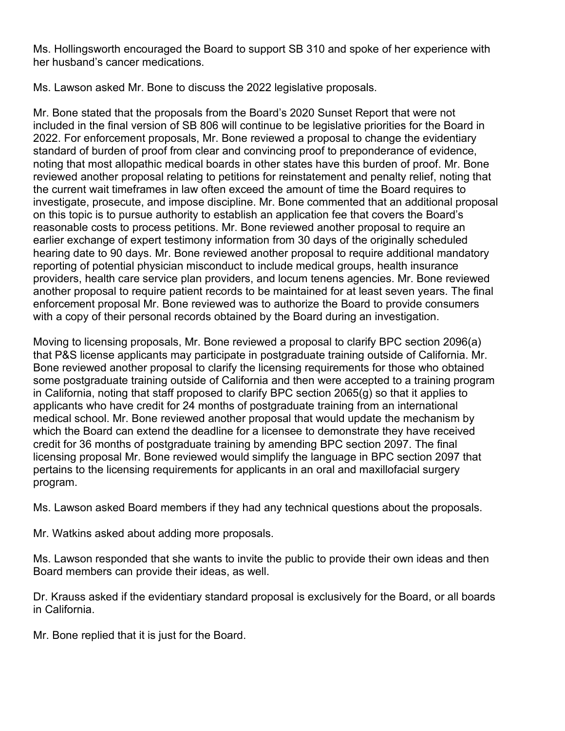Ms. Hollingsworth encouraged the Board to support SB 310 and spoke of her experience with her husband's cancer medications.

Ms. Lawson asked Mr. Bone to discuss the 2022 legislative proposals.

Mr. Bone stated that the proposals from the Board's 2020 Sunset Report that were not included in the final version of SB 806 will continue to be legislative priorities for the Board in 2022. For enforcement proposals, Mr. Bone reviewed a proposal to change the evidentiary standard of burden of proof from clear and convincing proof to preponderance of evidence, noting that most allopathic medical boards in other states have this burden of proof. Mr. Bone reviewed another proposal relating to petitions for reinstatement and penalty relief, noting that the current wait timeframes in law often exceed the amount of time the Board requires to investigate, prosecute, and impose discipline. Mr. Bone commented that an additional proposal on this topic is to pursue authority to establish an application fee that covers the Board's reasonable costs to process petitions. Mr. Bone reviewed another proposal to require an earlier exchange of expert testimony information from 30 days of the originally scheduled hearing date to 90 days. Mr. Bone reviewed another proposal to require additional mandatory reporting of potential physician misconduct to include medical groups, health insurance providers, health care service plan providers, and locum tenens agencies. Mr. Bone reviewed another proposal to require patient records to be maintained for at least seven years. The final enforcement proposal Mr. Bone reviewed was to authorize the Board to provide consumers with a copy of their personal records obtained by the Board during an investigation.

Moving to licensing proposals, Mr. Bone reviewed a proposal to clarify BPC section 2096(a) that P&S license applicants may participate in postgraduate training outside of California. Mr. Bone reviewed another proposal to clarify the licensing requirements for those who obtained some postgraduate training outside of California and then were accepted to a training program in California, noting that staff proposed to clarify BPC section 2065(g) so that it applies to applicants who have credit for 24 months of postgraduate training from an international medical school. Mr. Bone reviewed another proposal that would update the mechanism by which the Board can extend the deadline for a licensee to demonstrate they have received credit for 36 months of postgraduate training by amending BPC section 2097. The final licensing proposal Mr. Bone reviewed would simplify the language in BPC section 2097 that pertains to the licensing requirements for applicants in an oral and maxillofacial surgery program.

Ms. Lawson asked Board members if they had any technical questions about the proposals.

Mr. Watkins asked about adding more proposals.

Ms. Lawson responded that she wants to invite the public to provide their own ideas and then Board members can provide their ideas, as well.

Dr. Krauss asked if the evidentiary standard proposal is exclusively for the Board, or all boards in California.

Mr. Bone replied that it is just for the Board.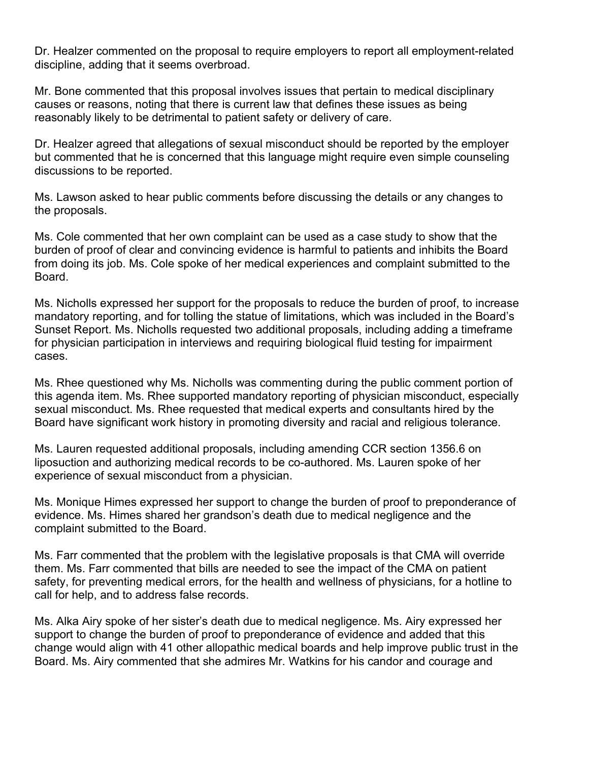Dr. Healzer commented on the proposal to require employers to report all employment-related discipline, adding that it seems overbroad.

Mr. Bone commented that this proposal involves issues that pertain to medical disciplinary causes or reasons, noting that there is current law that defines these issues as being reasonably likely to be detrimental to patient safety or delivery of care.

Dr. Healzer agreed that allegations of sexual misconduct should be reported by the employer but commented that he is concerned that this language might require even simple counseling discussions to be reported.

Ms. Lawson asked to hear public comments before discussing the details or any changes to the proposals.

Ms. Cole commented that her own complaint can be used as a case study to show that the burden of proof of clear and convincing evidence is harmful to patients and inhibits the Board from doing its job. Ms. Cole spoke of her medical experiences and complaint submitted to the Board.

Ms. Nicholls expressed her support for the proposals to reduce the burden of proof, to increase mandatory reporting, and for tolling the statue of limitations, which was included in the Board's Sunset Report. Ms. Nicholls requested two additional proposals, including adding a timeframe for physician participation in interviews and requiring biological fluid testing for impairment cases.

Ms. Rhee questioned why Ms. Nicholls was commenting during the public comment portion of this agenda item. Ms. Rhee supported mandatory reporting of physician misconduct, especially sexual misconduct. Ms. Rhee requested that medical experts and consultants hired by the Board have significant work history in promoting diversity and racial and religious tolerance.

Ms. Lauren requested additional proposals, including amending CCR section 1356.6 on liposuction and authorizing medical records to be co-authored. Ms. Lauren spoke of her experience of sexual misconduct from a physician.

Ms. Monique Himes expressed her support to change the burden of proof to preponderance of evidence. Ms. Himes shared her grandson's death due to medical negligence and the complaint submitted to the Board.

Ms. Farr commented that the problem with the legislative proposals is that CMA will override them. Ms. Farr commented that bills are needed to see the impact of the CMA on patient safety, for preventing medical errors, for the health and wellness of physicians, for a hotline to call for help, and to address false records.

Ms. Alka Airy spoke of her sister's death due to medical negligence. Ms. Airy expressed her support to change the burden of proof to preponderance of evidence and added that this change would align with 41 other allopathic medical boards and help improve public trust in the Board. Ms. Airy commented that she admires Mr. Watkins for his candor and courage and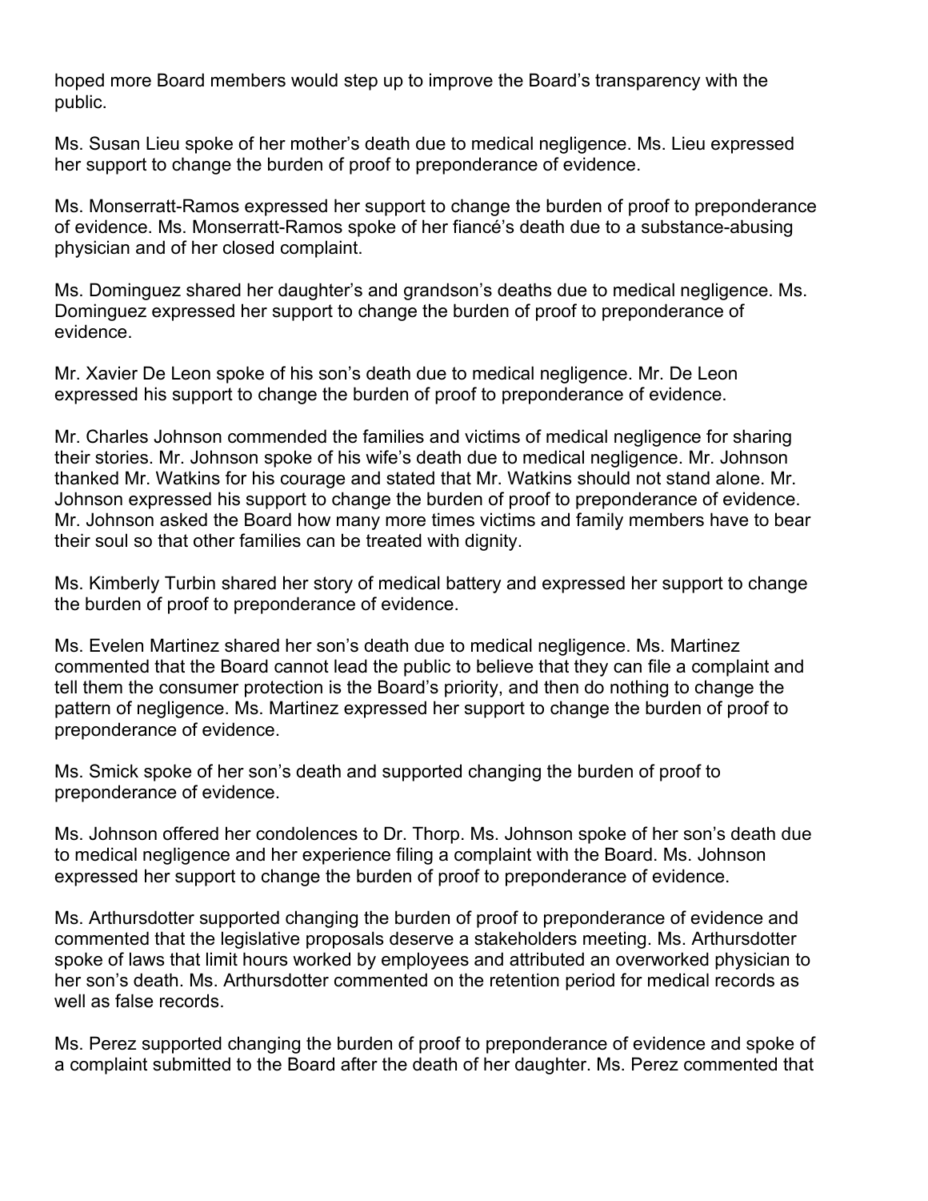hoped more Board members would step up to improve the Board's transparency with the public.

Ms. Susan Lieu spoke of her mother's death due to medical negligence. Ms. Lieu expressed her support to change the burden of proof to preponderance of evidence.

Ms. Monserratt-Ramos expressed her support to change the burden of proof to preponderance of evidence. Ms. Monserratt-Ramos spoke of her fiancé's death due to a substance-abusing physician and of her closed complaint.

Ms. Dominguez shared her daughter's and grandson's deaths due to medical negligence. Ms. Dominguez expressed her support to change the burden of proof to preponderance of evidence.

Mr. Xavier De Leon spoke of his son's death due to medical negligence. Mr. De Leon expressed his support to change the burden of proof to preponderance of evidence.

Mr. Charles Johnson commended the families and victims of medical negligence for sharing their stories. Mr. Johnson spoke of his wife's death due to medical negligence. Mr. Johnson thanked Mr. Watkins for his courage and stated that Mr. Watkins should not stand alone. Mr. Johnson expressed his support to change the burden of proof to preponderance of evidence. Mr. Johnson asked the Board how many more times victims and family members have to bear their soul so that other families can be treated with dignity.

Ms. Kimberly Turbin shared her story of medical battery and expressed her support to change the burden of proof to preponderance of evidence.

Ms. Evelen Martinez shared her son's death due to medical negligence. Ms. Martinez commented that the Board cannot lead the public to believe that they can file a complaint and tell them the consumer protection is the Board's priority, and then do nothing to change the pattern of negligence. Ms. Martinez expressed her support to change the burden of proof to preponderance of evidence.

Ms. Smick spoke of her son's death and supported changing the burden of proof to preponderance of evidence.

Ms. Johnson offered her condolences to Dr. Thorp. Ms. Johnson spoke of her son's death due to medical negligence and her experience filing a complaint with the Board. Ms. Johnson expressed her support to change the burden of proof to preponderance of evidence.

Ms. Arthursdotter supported changing the burden of proof to preponderance of evidence and commented that the legislative proposals deserve a stakeholders meeting. Ms. Arthursdotter spoke of laws that limit hours worked by employees and attributed an overworked physician to her son's death. Ms. Arthursdotter commented on the retention period for medical records as well as false records.

Ms. Perez supported changing the burden of proof to preponderance of evidence and spoke of a complaint submitted to the Board after the death of her daughter. Ms. Perez commented that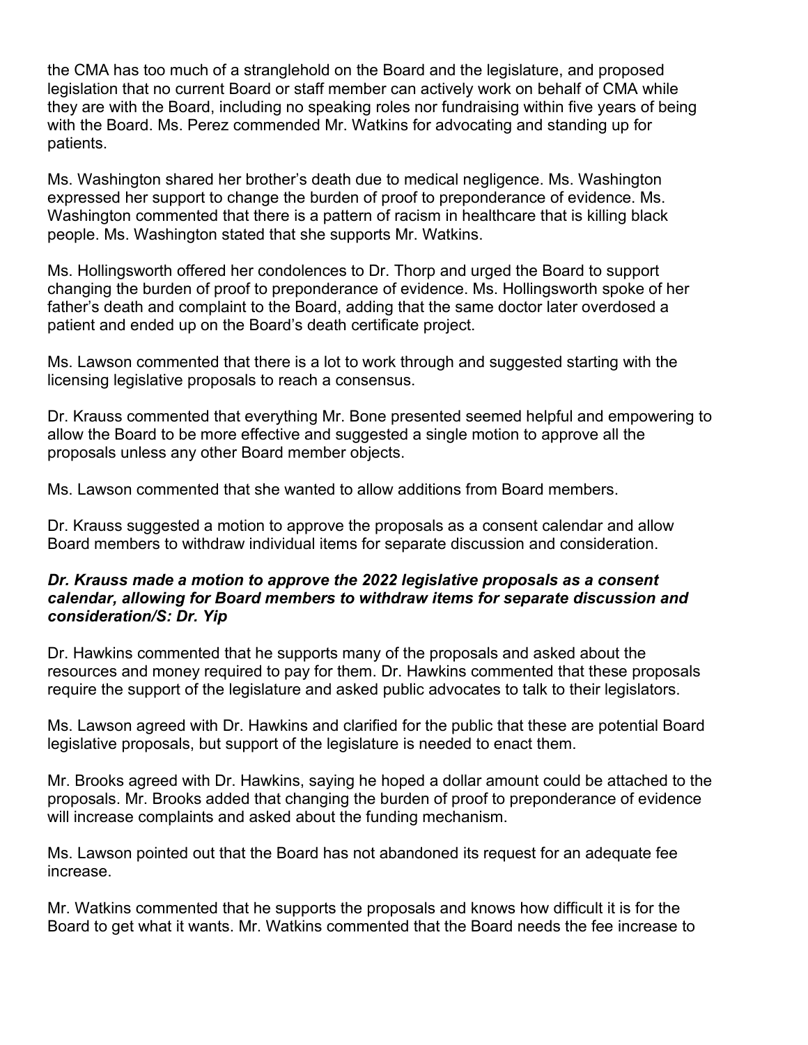the CMA has too much of a stranglehold on the Board and the legislature, and proposed legislation that no current Board or staff member can actively work on behalf of CMA while they are with the Board, including no speaking roles nor fundraising within five years of being with the Board. Ms. Perez commended Mr. Watkins for advocating and standing up for patients.

Ms. Washington shared her brother's death due to medical negligence. Ms. Washington expressed her support to change the burden of proof to preponderance of evidence. Ms. Washington commented that there is a pattern of racism in healthcare that is killing black people. Ms. Washington stated that she supports Mr. Watkins.

Ms. Hollingsworth offered her condolences to Dr. Thorp and urged the Board to support changing the burden of proof to preponderance of evidence. Ms. Hollingsworth spoke of her father's death and complaint to the Board, adding that the same doctor later overdosed a patient and ended up on the Board's death certificate project.

Ms. Lawson commented that there is a lot to work through and suggested starting with the licensing legislative proposals to reach a consensus.

Dr. Krauss commented that everything Mr. Bone presented seemed helpful and empowering to allow the Board to be more effective and suggested a single motion to approve all the proposals unless any other Board member objects.

Ms. Lawson commented that she wanted to allow additions from Board members.

Dr. Krauss suggested a motion to approve the proposals as a consent calendar and allow Board members to withdraw individual items for separate discussion and consideration.

***Dr. Krauss made a motion to approve the 2022 legislative proposals as a consent calendar, allowing for Board members to withdraw items for separate discussion and consideration/S: Dr. Yip***

Dr. Hawkins commented that he supports many of the proposals and asked about the resources and money required to pay for them. Dr. Hawkins commented that these proposals require the support of the legislature and asked public advocates to talk to their legislators.

Ms. Lawson agreed with Dr. Hawkins and clarified for the public that these are potential Board legislative proposals, but support of the legislature is needed to enact them.

Mr. Brooks agreed with Dr. Hawkins, saying he hoped a dollar amount could be attached to the proposals. Mr. Brooks added that changing the burden of proof to preponderance of evidence will increase complaints and asked about the funding mechanism.

Ms. Lawson pointed out that the Board has not abandoned its request for an adequate fee increase.

Mr. Watkins commented that he supports the proposals and knows how difficult it is for the Board to get what it wants. Mr. Watkins commented that the Board needs the fee increase to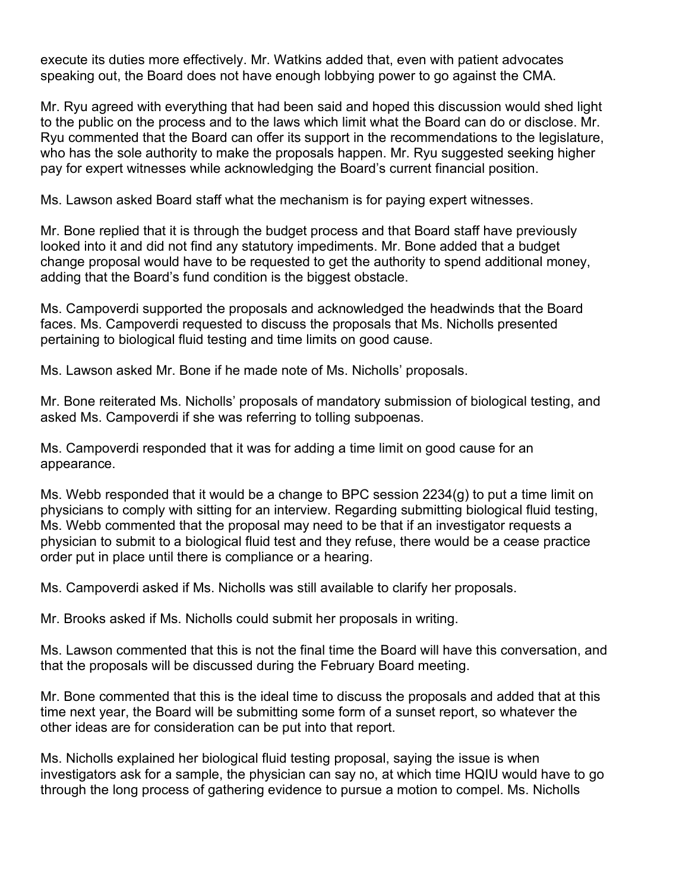execute its duties more effectively. Mr. Watkins added that, even with patient advocates speaking out, the Board does not have enough lobbying power to go against the CMA.

Mr. Ryu agreed with everything that had been said and hoped this discussion would shed light to the public on the process and to the laws which limit what the Board can do or disclose. Mr. Ryu commented that the Board can offer its support in the recommendations to the legislature, who has the sole authority to make the proposals happen. Mr. Ryu suggested seeking higher pay for expert witnesses while acknowledging the Board's current financial position.

Ms. Lawson asked Board staff what the mechanism is for paying expert witnesses.

Mr. Bone replied that it is through the budget process and that Board staff have previously looked into it and did not find any statutory impediments. Mr. Bone added that a budget change proposal would have to be requested to get the authority to spend additional money, adding that the Board's fund condition is the biggest obstacle.

Ms. Campoverdi supported the proposals and acknowledged the headwinds that the Board faces. Ms. Campoverdi requested to discuss the proposals that Ms. Nicholls presented pertaining to biological fluid testing and time limits on good cause.

Ms. Lawson asked Mr. Bone if he made note of Ms. Nicholls' proposals.

Mr. Bone reiterated Ms. Nicholls' proposals of mandatory submission of biological testing, and asked Ms. Campoverdi if she was referring to tolling subpoenas.

Ms. Campoverdi responded that it was for adding a time limit on good cause for an appearance.

Ms. Webb responded that it would be a change to BPC session 2234(g) to put a time limit on physicians to comply with sitting for an interview. Regarding submitting biological fluid testing, Ms. Webb commented that the proposal may need to be that if an investigator requests a physician to submit to a biological fluid test and they refuse, there would be a cease practice order put in place until there is compliance or a hearing.

Ms. Campoverdi asked if Ms. Nicholls was still available to clarify her proposals.

Mr. Brooks asked if Ms. Nicholls could submit her proposals in writing.

Ms. Lawson commented that this is not the final time the Board will have this conversation, and that the proposals will be discussed during the February Board meeting.

Mr. Bone commented that this is the ideal time to discuss the proposals and added that at this time next year, the Board will be submitting some form of a sunset report, so whatever the other ideas are for consideration can be put into that report.

Ms. Nicholls explained her biological fluid testing proposal, saying the issue is when investigators ask for a sample, the physician can say no, at which time HQIU would have to go through the long process of gathering evidence to pursue a motion to compel. Ms. Nicholls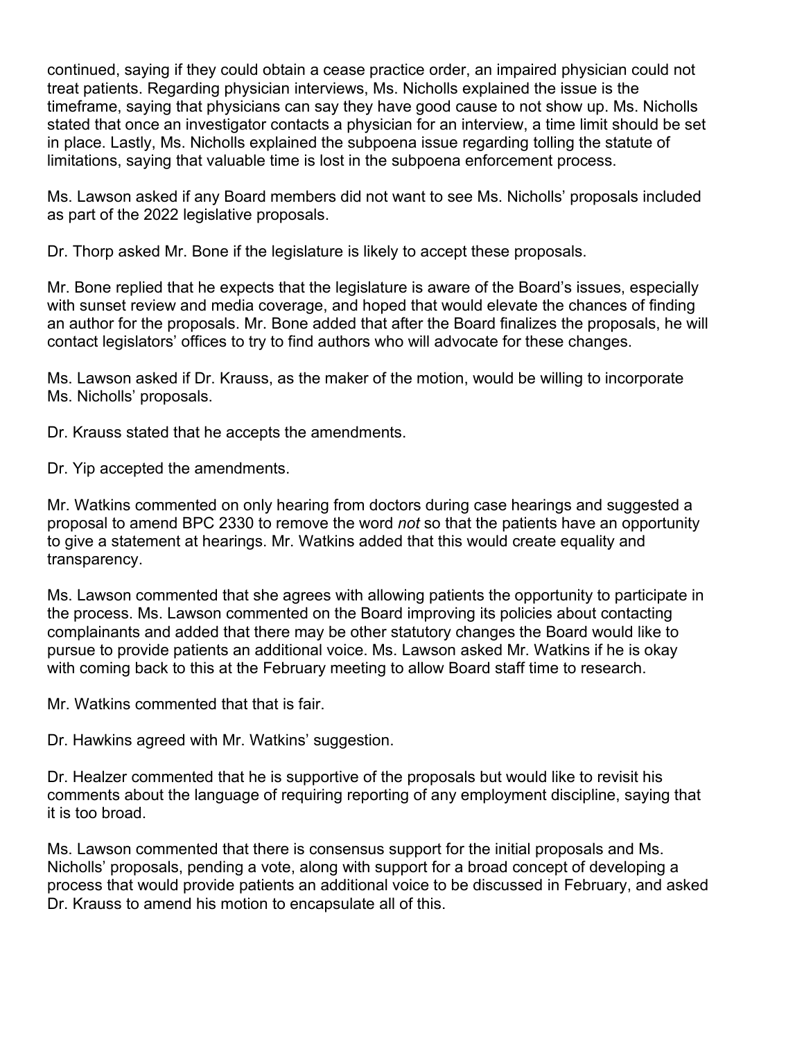continued, saying if they could obtain a cease practice order, an impaired physician could not treat patients. Regarding physician interviews, Ms. Nicholls explained the issue is the timeframe, saying that physicians can say they have good cause to not show up. Ms. Nicholls stated that once an investigator contacts a physician for an interview, a time limit should be set in place. Lastly, Ms. Nicholls explained the subpoena issue regarding tolling the statute of limitations, saying that valuable time is lost in the subpoena enforcement process.

Ms. Lawson asked if any Board members did not want to see Ms. Nicholls' proposals included as part of the 2022 legislative proposals.

Dr. Thorp asked Mr. Bone if the legislature is likely to accept these proposals.

Mr. Bone replied that he expects that the legislature is aware of the Board's issues, especially with sunset review and media coverage, and hoped that would elevate the chances of finding an author for the proposals. Mr. Bone added that after the Board finalizes the proposals, he will contact legislators' offices to try to find authors who will advocate for these changes.

Ms. Lawson asked if Dr. Krauss, as the maker of the motion, would be willing to incorporate Ms. Nicholls' proposals.

Dr. Krauss stated that he accepts the amendments.

Dr. Yip accepted the amendments.

Mr. Watkins commented on only hearing from doctors during case hearings and suggested a proposal to amend BPC 2330 to remove the word *not* so that the patients have an opportunity to give a statement at hearings. Mr. Watkins added that this would create equality and transparency.

Ms. Lawson commented that she agrees with allowing patients the opportunity to participate in the process. Ms. Lawson commented on the Board improving its policies about contacting complainants and added that there may be other statutory changes the Board would like to pursue to provide patients an additional voice. Ms. Lawson asked Mr. Watkins if he is okay with coming back to this at the February meeting to allow Board staff time to research.

Mr. Watkins commented that that is fair.

Dr. Hawkins agreed with Mr. Watkins' suggestion.

Dr. Healzer commented that he is supportive of the proposals but would like to revisit his comments about the language of requiring reporting of any employment discipline, saying that it is too broad.

Ms. Lawson commented that there is consensus support for the initial proposals and Ms. Nicholls' proposals, pending a vote, along with support for a broad concept of developing a process that would provide patients an additional voice to be discussed in February, and asked Dr. Krauss to amend his motion to encapsulate all of this.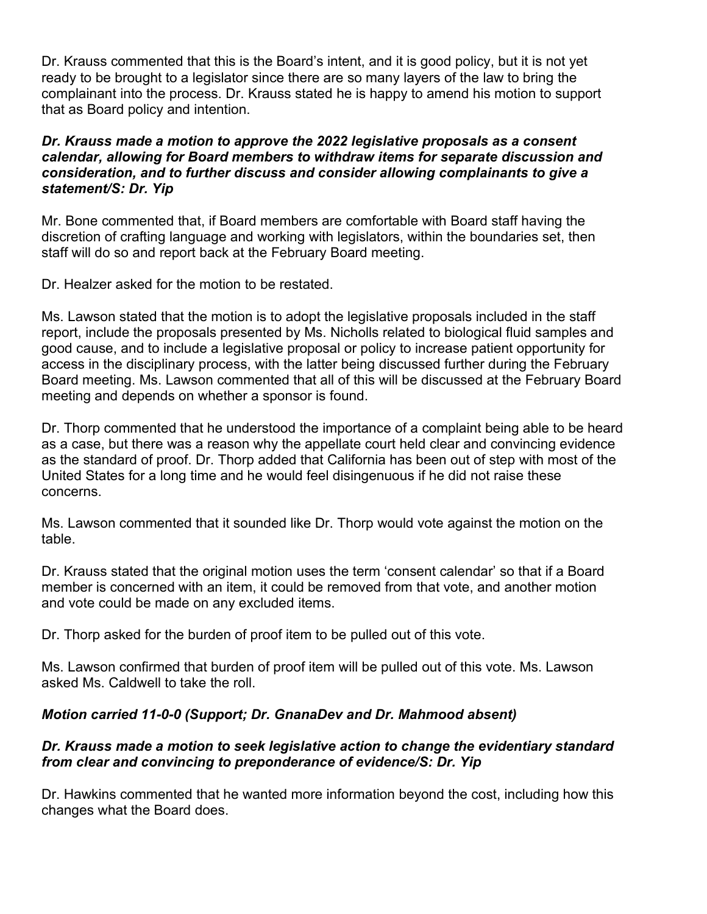Dr. Krauss commented that this is the Board's intent, and it is good policy, but it is not yet ready to be brought to a legislator since there are so many layers of the law to bring the complainant into the process. Dr. Krauss stated he is happy to amend his motion to support that as Board policy and intention.

***Dr. Krauss made a motion to approve the 2022 legislative proposals as a consent calendar, allowing for Board members to withdraw items for separate discussion and consideration, and to further discuss and consider allowing complainants to give a statement/S: Dr. Yip***

Mr. Bone commented that, if Board members are comfortable with Board staff having the discretion of crafting language and working with legislators, within the boundaries set, then staff will do so and report back at the February Board meeting.

Dr. Healzer asked for the motion to be restated.

Ms. Lawson stated that the motion is to adopt the legislative proposals included in the staff report, include the proposals presented by Ms. Nicholls related to biological fluid samples and good cause, and to include a legislative proposal or policy to increase patient opportunity for access in the disciplinary process, with the latter being discussed further during the February Board meeting. Ms. Lawson commented that all of this will be discussed at the February Board meeting and depends on whether a sponsor is found.

Dr. Thorp commented that he understood the importance of a complaint being able to be heard as a case, but there was a reason why the appellate court held clear and convincing evidence as the standard of proof. Dr. Thorp added that California has been out of step with most of the United States for a long time and he would feel disingenuous if he did not raise these concerns.

Ms. Lawson commented that it sounded like Dr. Thorp would vote against the motion on the table.

Dr. Krauss stated that the original motion uses the term 'consent calendar' so that if a Board member is concerned with an item, it could be removed from that vote, and another motion and vote could be made on any excluded items.

Dr. Thorp asked for the burden of proof item to be pulled out of this vote.

Ms. Lawson confirmed that burden of proof item will be pulled out of this vote. Ms. Lawson asked Ms. Caldwell to take the roll.

***Motion carried 11-0-0 (Support; Dr. GnanaDev and Dr. Mahmood absent)***

***Dr. Krauss made a motion to seek legislative action to change the evidentiary standard from clear and convincing to preponderance of evidence/S: Dr. Yip***

Dr. Hawkins commented that he wanted more information beyond the cost, including how this changes what the Board does.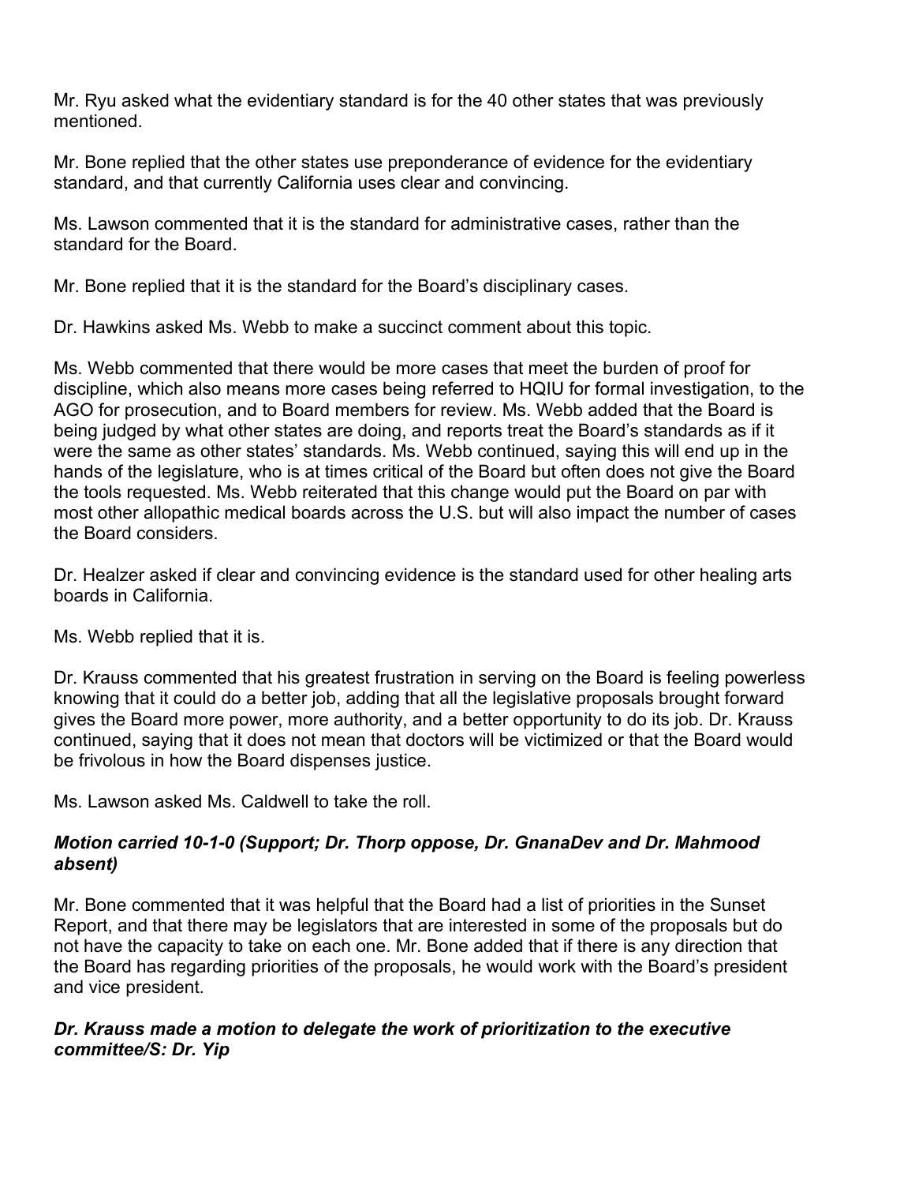Mr. Ryu asked what the evidentiary standard is for the 40 other states that was previously mentioned.

Mr. Bone replied that the other states use preponderance of evidence for the evidentiary standard, and that currently California uses clear and convincing.

Ms. Lawson commented that it is the standard for administrative cases, rather than the standard for the Board.

Mr. Bone replied that it is the standard for the Board's disciplinary cases.

Dr. Hawkins asked Ms. Webb to make a succinct comment about this topic.

Ms. Webb commented that there would be more cases that meet the burden of proof for discipline, which also means more cases being referred to HQIU for formal investigation, to the AGO for prosecution, and to Board members for review. Ms. Webb added that the Board is being judged by what other states are doing, and reports treat the Board's standards as if it were the same as other states' standards. Ms. Webb continued, saying this will end up in the hands of the legislature, who is at times critical of the Board but often does not give the Board the tools requested. Ms. Webb reiterated that this change would put the Board on par with most other allopathic medical boards across the U.S. but will also impact the number of cases the Board considers.

Dr. Healzer asked if clear and convincing evidence is the standard used for other healing arts boards in California.

Ms. Webb replied that it is.

Dr. Krauss commented that his greatest frustration in serving on the Board is feeling powerless knowing that it could do a better job, adding that all the legislative proposals brought forward gives the Board more power, more authority, and a better opportunity to do its job. Dr. Krauss continued, saying that it does not mean that doctors will be victimized or that the Board would be frivolous in how the Board dispenses justice.

Ms. Lawson asked Ms. Caldwell to take the roll.

***Motion carried 10-1-0 (Support; Dr. Thorp oppose, Dr. GnanaDev and Dr. Mahmood absent)***

Mr. Bone commented that it was helpful that the Board had a list of priorities in the Sunset Report, and that there may be legislators that are interested in some of the proposals but do not have the capacity to take on each one. Mr. Bone added that if there is any direction that the Board has regarding priorities of the proposals, he would work with the Board's president and vice president.

***Dr. Krauss made a motion to delegate the work of prioritization to the executive committee/S: Dr. Yip***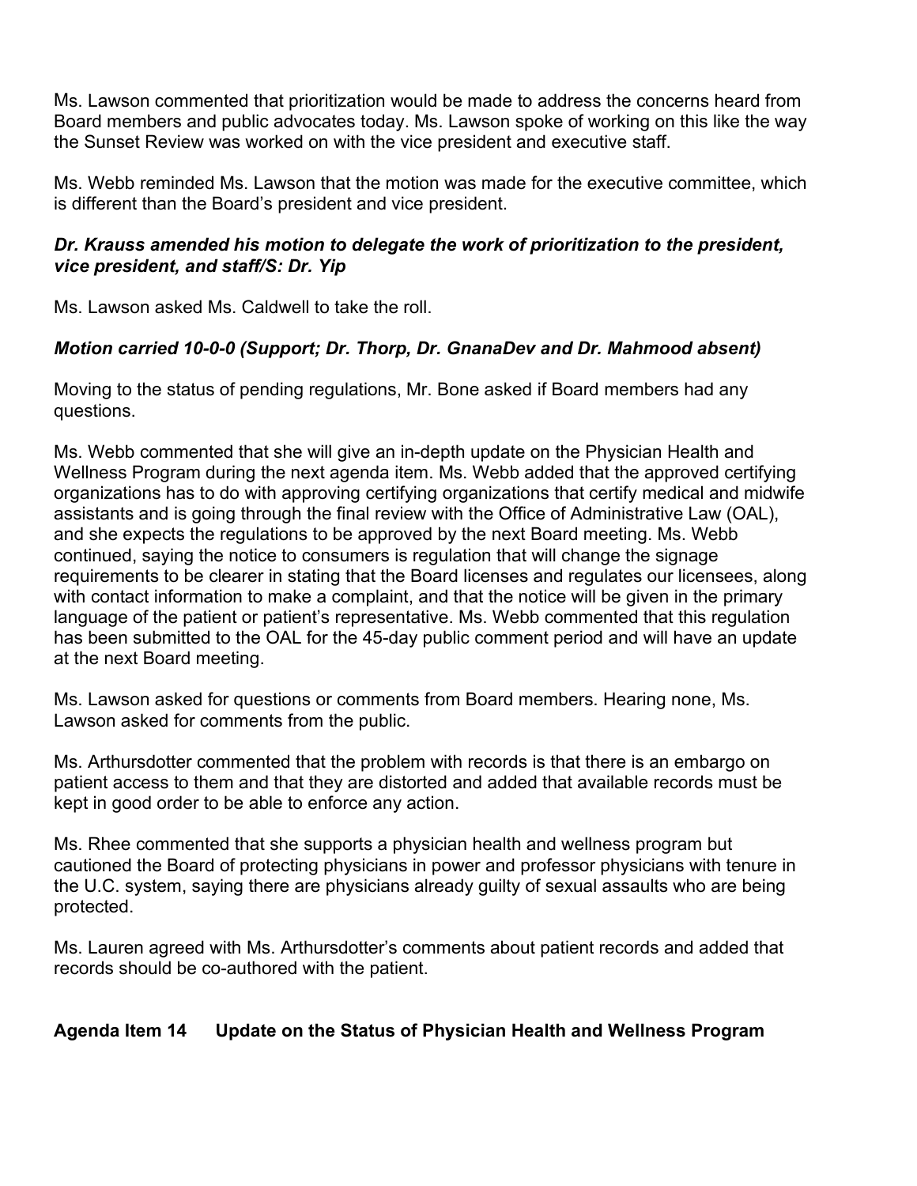Ms. Lawson commented that prioritization would be made to address the concerns heard from Board members and public advocates today. Ms. Lawson spoke of working on this like the way the Sunset Review was worked on with the vice president and executive staff.

Ms. Webb reminded Ms. Lawson that the motion was made for the executive committee, which is different than the Board's president and vice president.

***Dr. Krauss amended his motion to delegate the work of prioritization to the president, vice president, and staff/S: Dr. Yip***

Ms. Lawson asked Ms. Caldwell to take the roll.

***Motion carried 10-0-0 (Support; Dr. Thorp, Dr. GnanaDev and Dr. Mahmood absent)***

Moving to the status of pending regulations, Mr. Bone asked if Board members had any questions.

Ms. Webb commented that she will give an in-depth update on the Physician Health and Wellness Program during the next agenda item. Ms. Webb added that the approved certifying organizations has to do with approving certifying organizations that certify medical and midwife assistants and is going through the final review with the Office of Administrative Law (OAL), and she expects the regulations to be approved by the next Board meeting. Ms. Webb continued, saying the notice to consumers is regulation that will change the signage requirements to be clearer in stating that the Board licenses and regulates our licensees, along with contact information to make a complaint, and that the notice will be given in the primary language of the patient or patient's representative. Ms. Webb commented that this regulation has been submitted to the OAL for the 45-day public comment period and will have an update at the next Board meeting.

Ms. Lawson asked for questions or comments from Board members. Hearing none, Ms. Lawson asked for comments from the public.

Ms. Arthursdotter commented that the problem with records is that there is an embargo on patient access to them and that they are distorted and added that available records must be kept in good order to be able to enforce any action.

Ms. Rhee commented that she supports a physician health and wellness program but cautioned the Board of protecting physicians in power and professor physicians with tenure in the U.C. system, saying there are physicians already guilty of sexual assaults who are being protected.

Ms. Lauren agreed with Ms. Arthursdotter's comments about patient records and added that records should be co-authored with the patient.

**Agenda Item 14 Update on the Status of Physician Health and Wellness Program**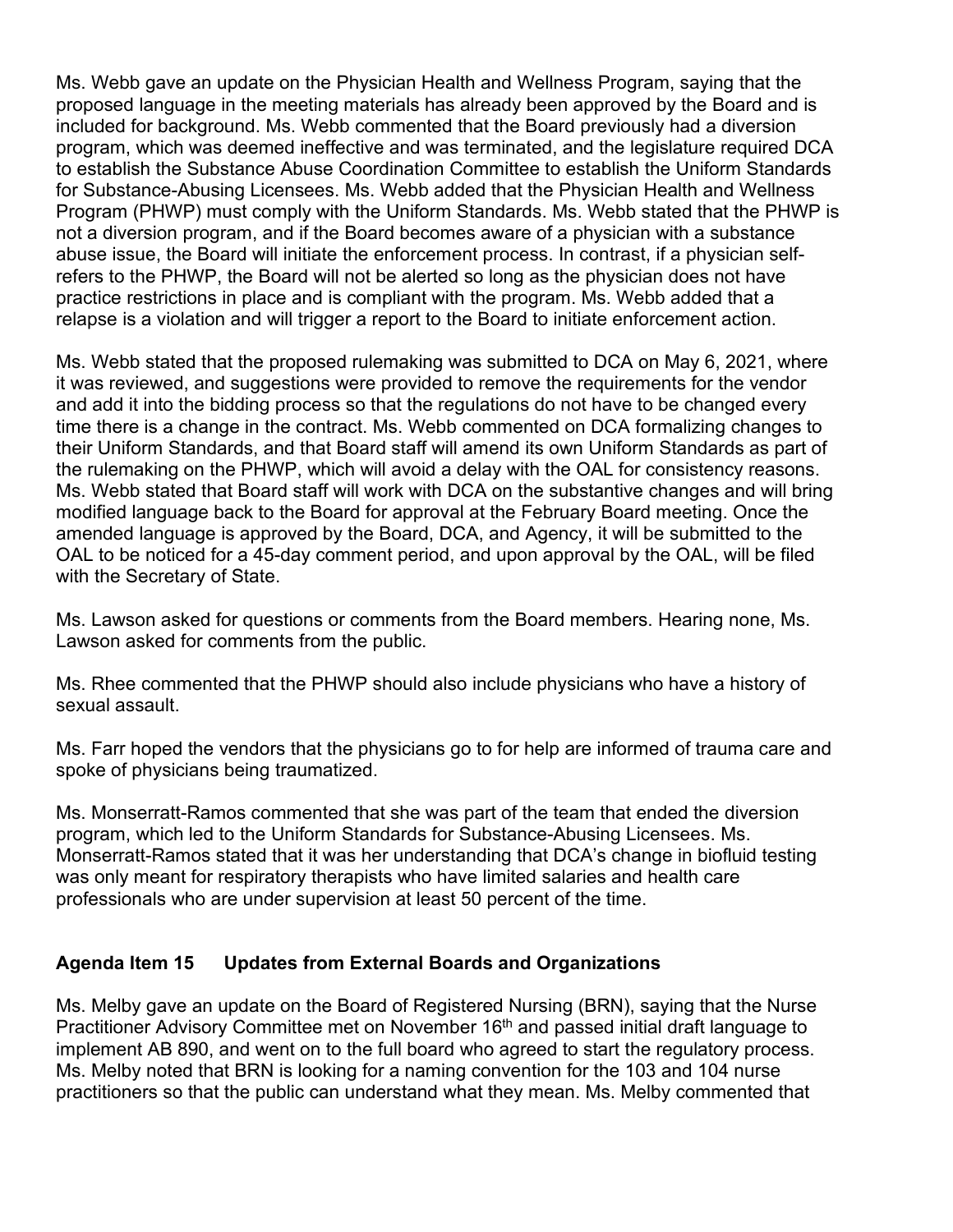Ms. Webb gave an update on the Physician Health and Wellness Program, saying that the proposed language in the meeting materials has already been approved by the Board and is included for background. Ms. Webb commented that the Board previously had a diversion program, which was deemed ineffective and was terminated, and the legislature required DCA to establish the Substance Abuse Coordination Committee to establish the Uniform Standards for Substance-Abusing Licensees. Ms. Webb added that the Physician Health and Wellness Program (PHWP) must comply with the Uniform Standards. Ms. Webb stated that the PHWP is not a diversion program, and if the Board becomes aware of a physician with a substance abuse issue, the Board will initiate the enforcement process. In contrast, if a physician self-refers to the PHWP, the Board will not be alerted so long as the physician does not have practice restrictions in place and is compliant with the program. Ms. Webb added that a relapse is a violation and will trigger a report to the Board to initiate enforcement action.

Ms. Webb stated that the proposed rulemaking was submitted to DCA on May 6, 2021, where it was reviewed, and suggestions were provided to remove the requirements for the vendor and add it into the bidding process so that the regulations do not have to be changed every time there is a change in the contract. Ms. Webb commented on DCA formalizing changes to their Uniform Standards, and that Board staff will amend its own Uniform Standards as part of the rulemaking on the PHWP, which will avoid a delay with the OAL for consistency reasons. Ms. Webb stated that Board staff will work with DCA on the substantive changes and will bring modified language back to the Board for approval at the February Board meeting. Once the amended language is approved by the Board, DCA, and Agency, it will be submitted to the OAL to be noticed for a 45-day comment period, and upon approval by the OAL, will be filed with the Secretary of State.

Ms. Lawson asked for questions or comments from the Board members. Hearing none, Ms. Lawson asked for comments from the public.

Ms. Rhee commented that the PHWP should also include physicians who have a history of sexual assault.

Ms. Farr hoped the vendors that the physicians go to for help are informed of trauma care and spoke of physicians being traumatized.

Ms. Monserratt-Ramos commented that she was part of the team that ended the diversion program, which led to the Uniform Standards for Substance-Abusing Licensees. Ms. Monserratt-Ramos stated that it was her understanding that DCA's change in biofluid testing was only meant for respiratory therapists who have limited salaries and health care professionals who are under supervision at least 50 percent of the time.

## Agenda Item 15 Updates from External Boards and Organizations

Ms. Melby gave an update on the Board of Registered Nursing (BRN), saying that the Nurse Practitioner Advisory Committee met on November 16th and passed initial draft language to implement AB 890, and went on to the full board who agreed to start the regulatory process. Ms. Melby noted that BRN is looking for a naming convention for the 103 and 104 nurse practitioners so that the public can understand what they mean. Ms. Melby commented that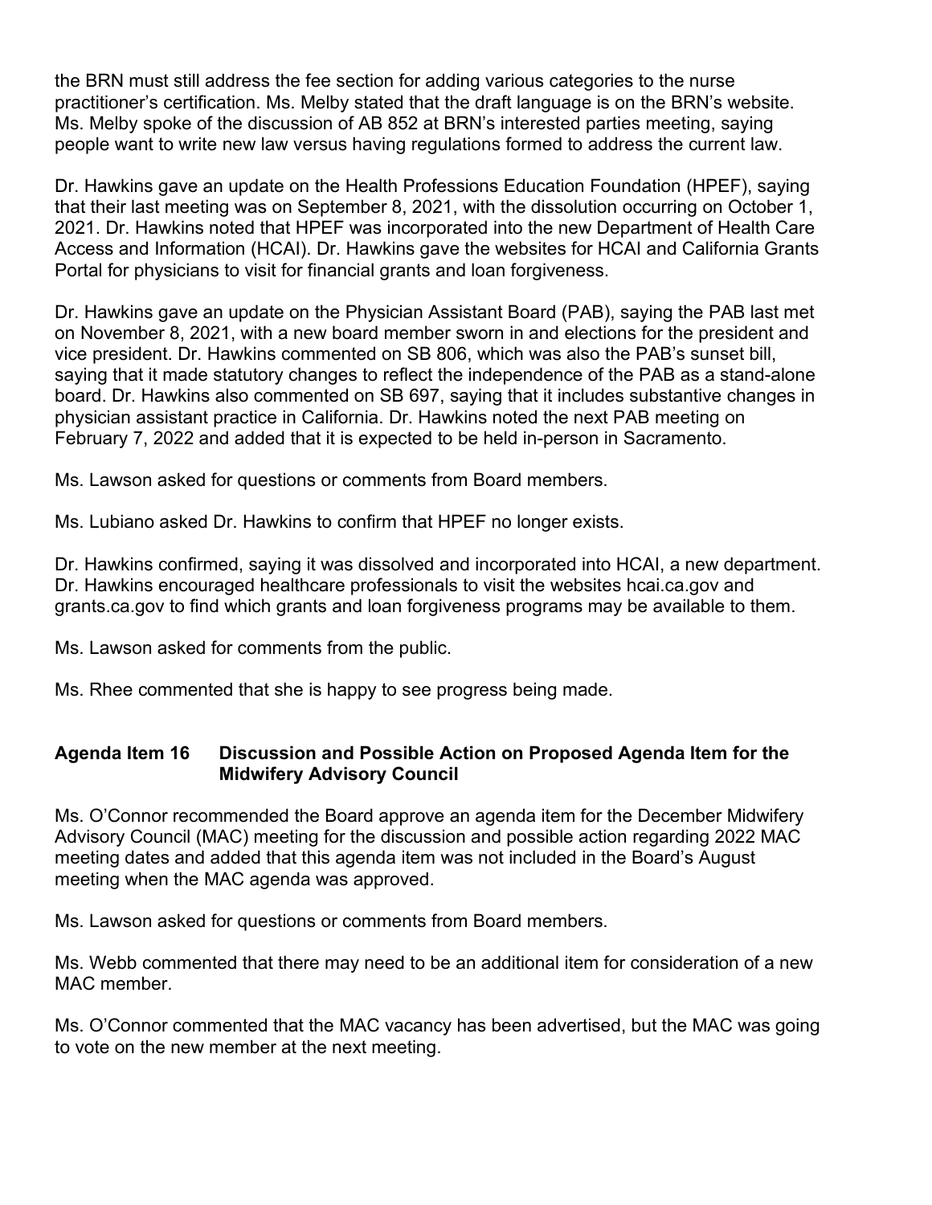the BRN must still address the fee section for adding various categories to the nurse practitioner's certification. Ms. Melby stated that the draft language is on the BRN's website. Ms. Melby spoke of the discussion of AB 852 at BRN's interested parties meeting, saying people want to write new law versus having regulations formed to address the current law.

Dr. Hawkins gave an update on the Health Professions Education Foundation (HPEF), saying that their last meeting was on September 8, 2021, with the dissolution occurring on October 1, 2021. Dr. Hawkins noted that HPEF was incorporated into the new Department of Health Care Access and Information (HCAI). Dr. Hawkins gave the websites for HCAI and California Grants Portal for physicians to visit for financial grants and loan forgiveness.

Dr. Hawkins gave an update on the Physician Assistant Board (PAB), saying the PAB last met on November 8, 2021, with a new board member sworn in and elections for the president and vice president. Dr. Hawkins commented on SB 806, which was also the PAB's sunset bill, saying that it made statutory changes to reflect the independence of the PAB as a stand-alone board. Dr. Hawkins also commented on SB 697, saying that it includes substantive changes in physician assistant practice in California. Dr. Hawkins noted the next PAB meeting on February 7, 2022 and added that it is expected to be held in-person in Sacramento.

Ms. Lawson asked for questions or comments from Board members.

Ms. Lubiano asked Dr. Hawkins to confirm that HPEF no longer exists.

Dr. Hawkins confirmed, saying it was dissolved and incorporated into HCAI, a new department. Dr. Hawkins encouraged healthcare professionals to visit the websites hcai.ca.gov and grants.ca.gov to find which grants and loan forgiveness programs may be available to them.

Ms. Lawson asked for comments from the public.

Ms. Rhee commented that she is happy to see progress being made.

**Agenda Item 16 Discussion and Possible Action on Proposed Agenda Item for the Midwifery Advisory Council**

Ms. O'Connor recommended the Board approve an agenda item for the December Midwifery Advisory Council (MAC) meeting for the discussion and possible action regarding 2022 MAC meeting dates and added that this agenda item was not included in the Board's August meeting when the MAC agenda was approved.

Ms. Lawson asked for questions or comments from Board members.

Ms. Webb commented that there may need to be an additional item for consideration of a new MAC member.

Ms. O'Connor commented that the MAC vacancy has been advertised, but the MAC was going to vote on the new member at the next meeting.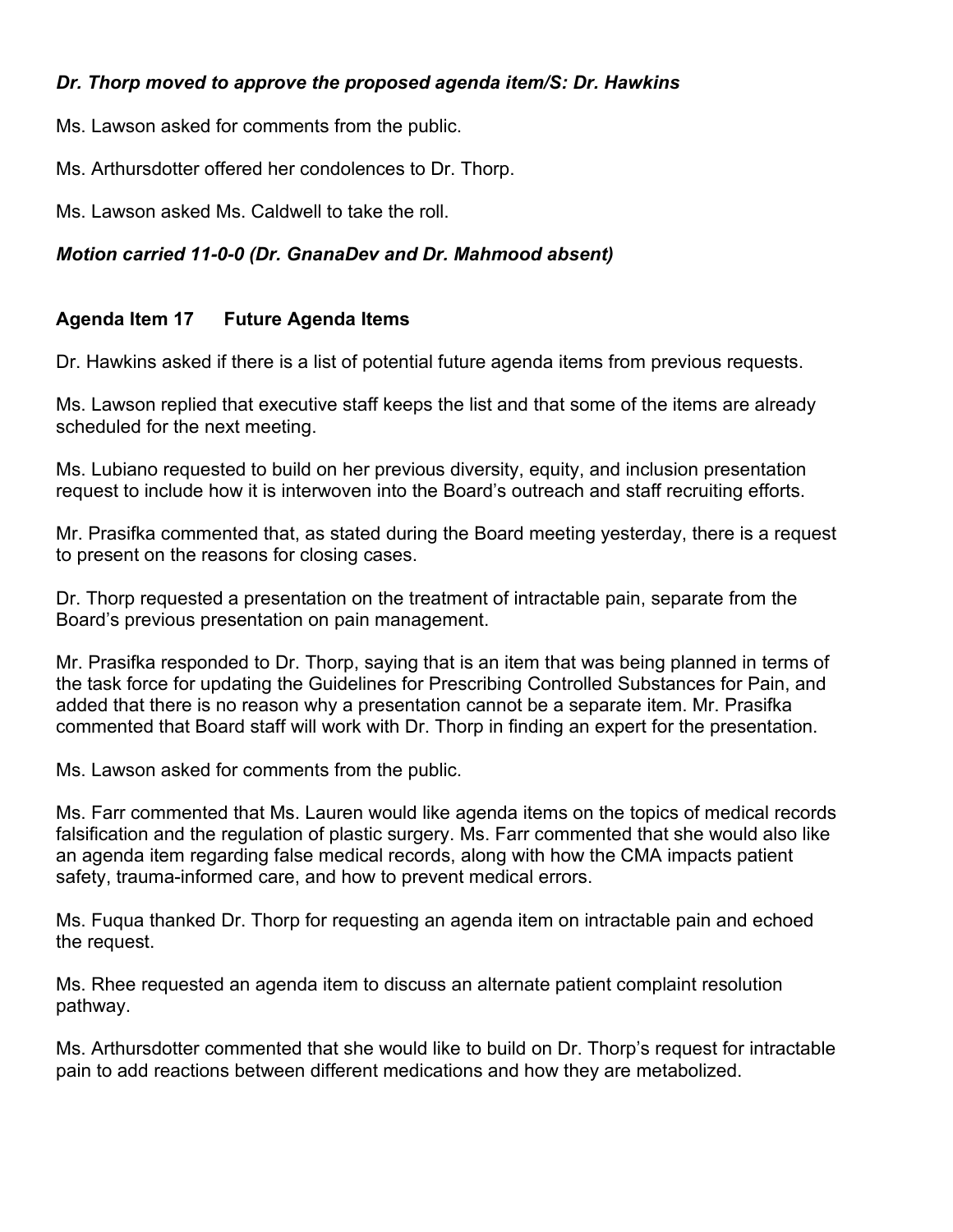***Dr. Thorp moved to approve the proposed agenda item/S: Dr. Hawkins***

Ms. Lawson asked for comments from the public.

Ms. Arthursdotter offered her condolences to Dr. Thorp.

Ms. Lawson asked Ms. Caldwell to take the roll.

***Motion carried 11-0-0 (Dr. GnanaDev and Dr. Mahmood absent)***

## Agenda Item 17 Future Agenda Items

Dr. Hawkins asked if there is a list of potential future agenda items from previous requests.

Ms. Lawson replied that executive staff keeps the list and that some of the items are already scheduled for the next meeting.

Ms. Lubiano requested to build on her previous diversity, equity, and inclusion presentation request to include how it is interwoven into the Board's outreach and staff recruiting efforts.

Mr. Prasifka commented that, as stated during the Board meeting yesterday, there is a request to present on the reasons for closing cases.

Dr. Thorp requested a presentation on the treatment of intractable pain, separate from the Board's previous presentation on pain management.

Mr. Prasifka responded to Dr. Thorp, saying that is an item that was being planned in terms of the task force for updating the Guidelines for Prescribing Controlled Substances for Pain, and added that there is no reason why a presentation cannot be a separate item. Mr. Prasifka commented that Board staff will work with Dr. Thorp in finding an expert for the presentation.

Ms. Lawson asked for comments from the public.

Ms. Farr commented that Ms. Lauren would like agenda items on the topics of medical records falsification and the regulation of plastic surgery. Ms. Farr commented that she would also like an agenda item regarding false medical records, along with how the CMA impacts patient safety, trauma-informed care, and how to prevent medical errors.

Ms. Fuqua thanked Dr. Thorp for requesting an agenda item on intractable pain and echoed the request.

Ms. Rhee requested an agenda item to discuss an alternate patient complaint resolution pathway.

Ms. Arthursdotter commented that she would like to build on Dr. Thorp's request for intractable pain to add reactions between different medications and how they are metabolized.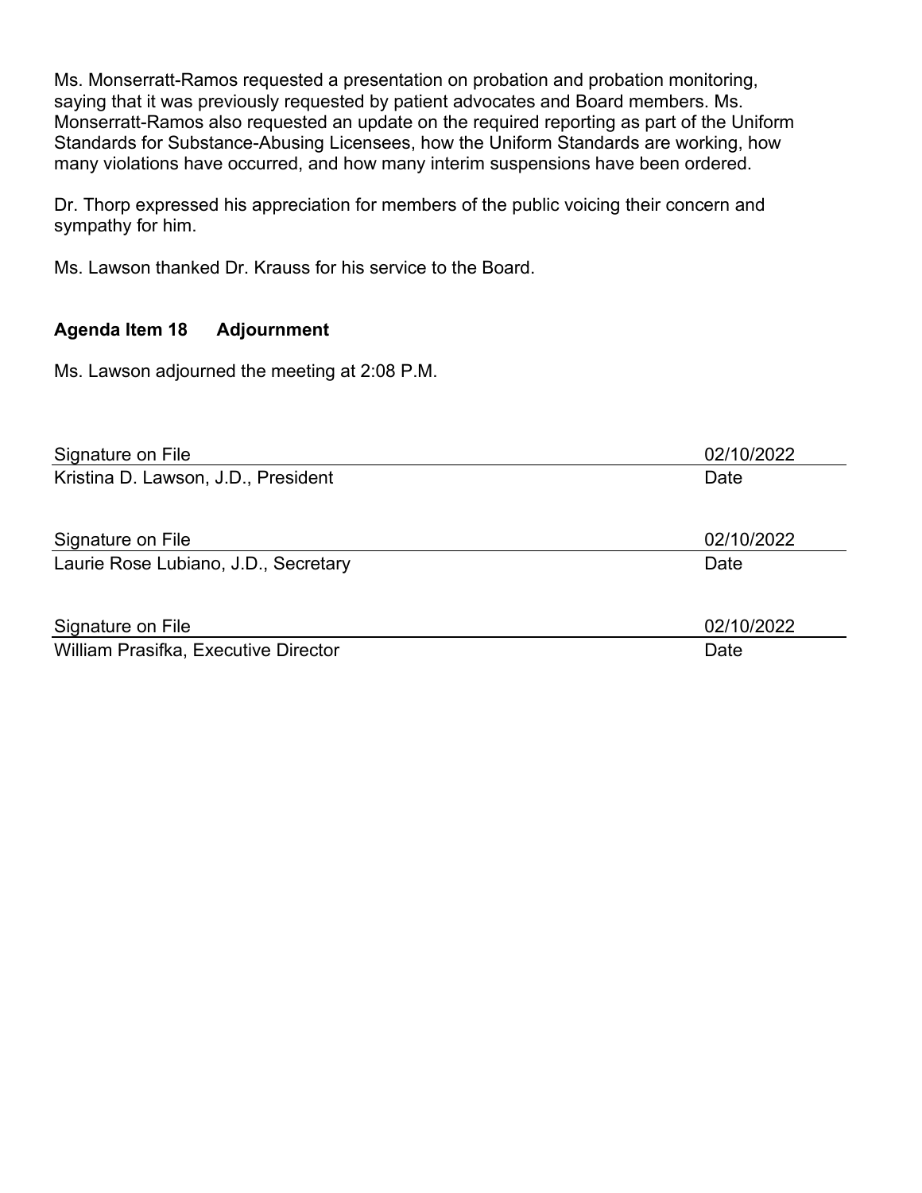Ms. Monserratt-Ramos requested a presentation on probation and probation monitoring, saying that it was previously requested by patient advocates and Board members. Ms. Monserratt-Ramos also requested an update on the required reporting as part of the Uniform Standards for Substance-Abusing Licensees, how the Uniform Standards are working, how many violations have occurred, and how many interim suspensions have been ordered.

Dr. Thorp expressed his appreciation for members of the public voicing their concern and sympathy for him.

Ms. Lawson thanked Dr. Krauss for his service to the Board.

**Agenda Item 18 Adjournment**

Ms. Lawson adjourned the meeting at 2:08 P.M.

| | |
|---|---|
| Signature on File | 02/10/2022 |
| Kristina D. Lawson, J.D., President | Date |
| Signature on File | 02/10/2022 |
| Laurie Rose Lubiano, J.D., Secretary | Date |
| Signature on File | 02/10/2022 |
| William Prasifka, Executive Director | Date |